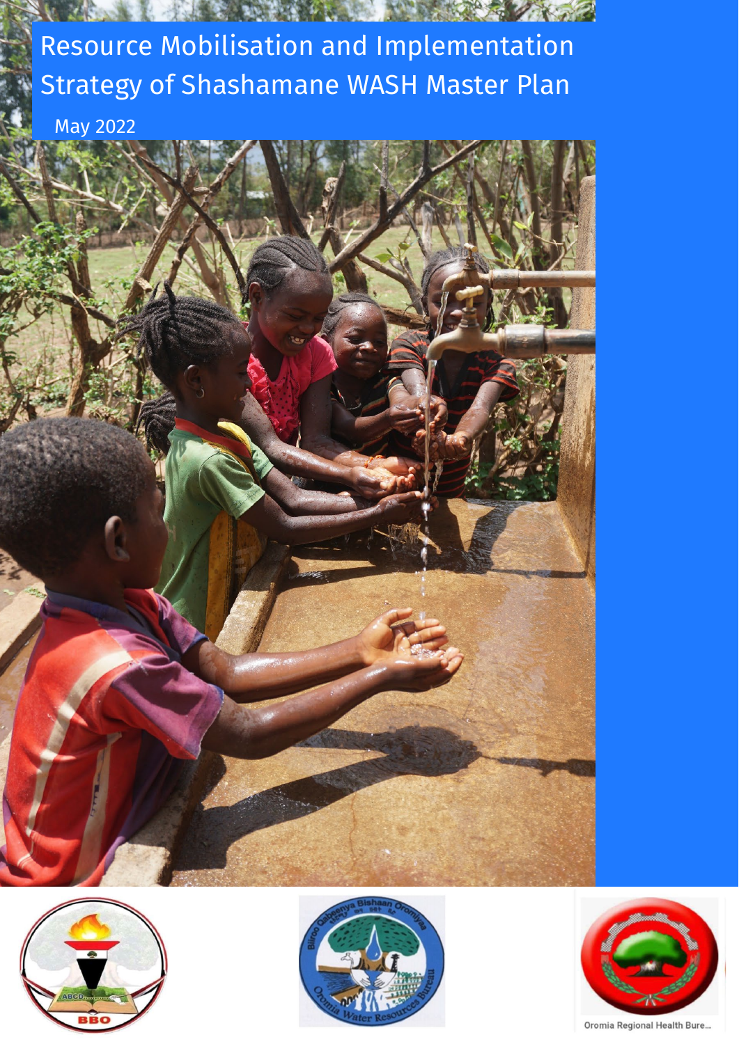# Resource Mobilisation and Implementation Strategy of Shashamane WASH Master Plan

May 2022

Oromia Regional Health Bure...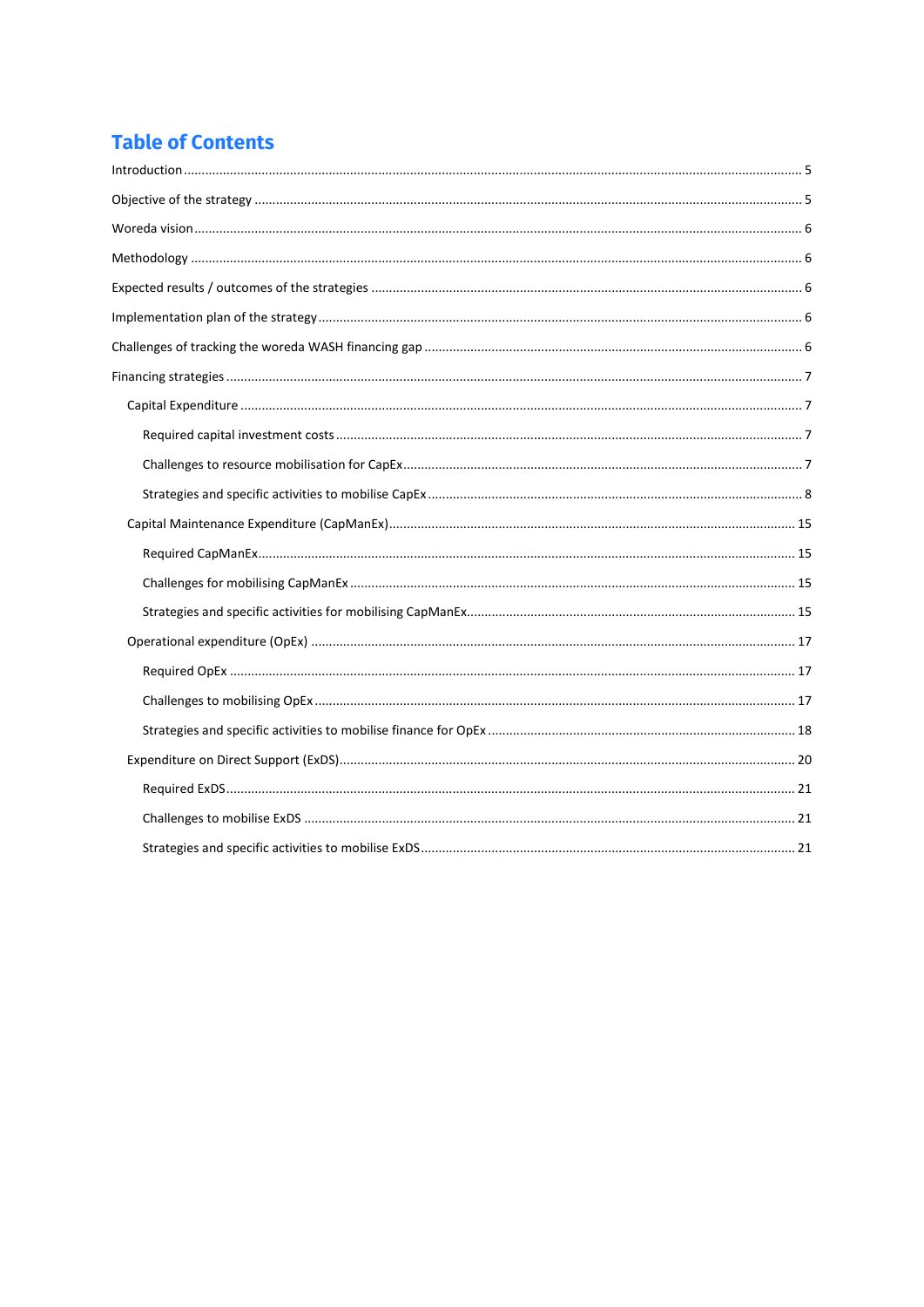# Table of Contents

Introduction ........ 5

Objective of the strategy ........ 5

Woreda vision ........ 6

Methodology ........ 6

Expected results / outcomes of the strategies ........ 6

Implementation plan of the strategy ........ 6

Challenges of tracking the woreda WASH financing gap ........ 6

Financing strategies ........ 7

- Capital Expenditure ........ 7
  - Required capital investment costs ........ 7
  - Challenges to resource mobilisation for CapEx ........ 7
  - Strategies and specific activities to mobilise CapEx ........ 8
- Capital Maintenance Expenditure (CapManEx) ........ 15
  - Required CapManEx ........ 15
  - Challenges for mobilising CapManEx ........ 15
  - Strategies and specific activities for mobilising CapManEx ........ 15
- Operational expenditure (OpEx) ........ 17
  - Required OpEx ........ 17
  - Challenges to mobilising OpEx ........ 17
  - Strategies and specific activities to mobilise finance for OpEx ........ 18
- Expenditure on Direct Support (ExDS) ........ 20
  - Required ExDS ........ 21
  - Challenges to mobilise ExDS ........ 21
  - Strategies and specific activities to mobilise ExDS ........ 21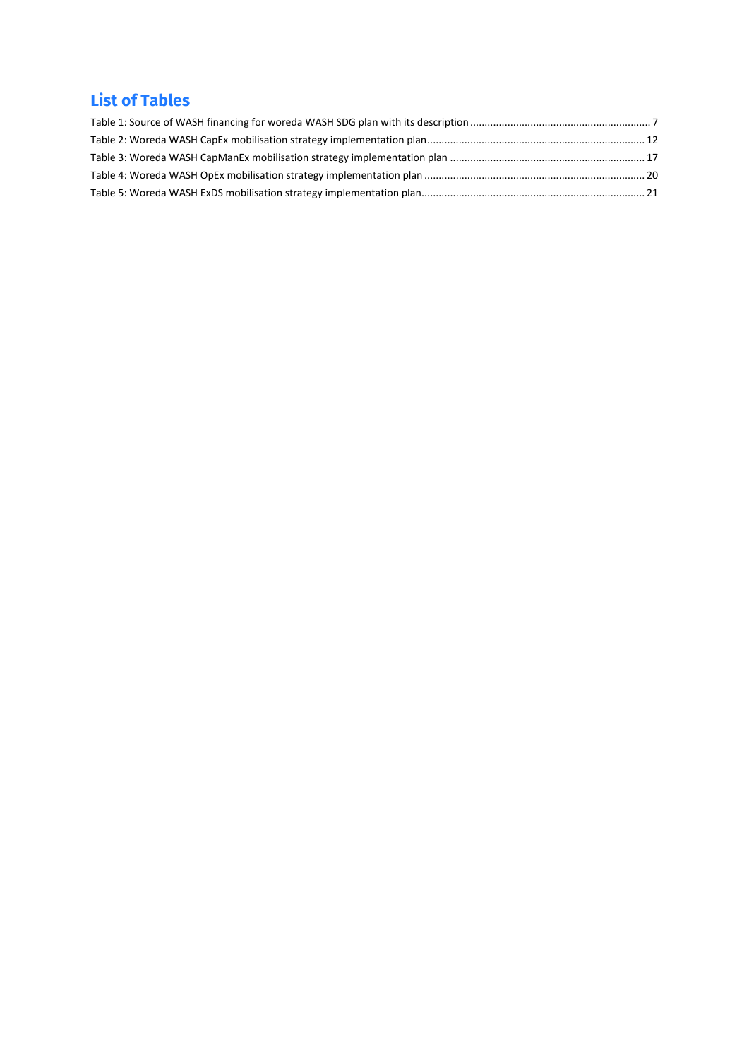# List of Tables

Table 1: Source of WASH financing for woreda WASH SDG plan with its description ........ 7
Table 2: Woreda WASH CapEx mobilisation strategy implementation plan ........ 12
Table 3: Woreda WASH CapManEx mobilisation strategy implementation plan ........ 17
Table 4: Woreda WASH OpEx mobilisation strategy implementation plan ........ 20
Table 5: Woreda WASH ExDS mobilisation strategy implementation plan ........ 21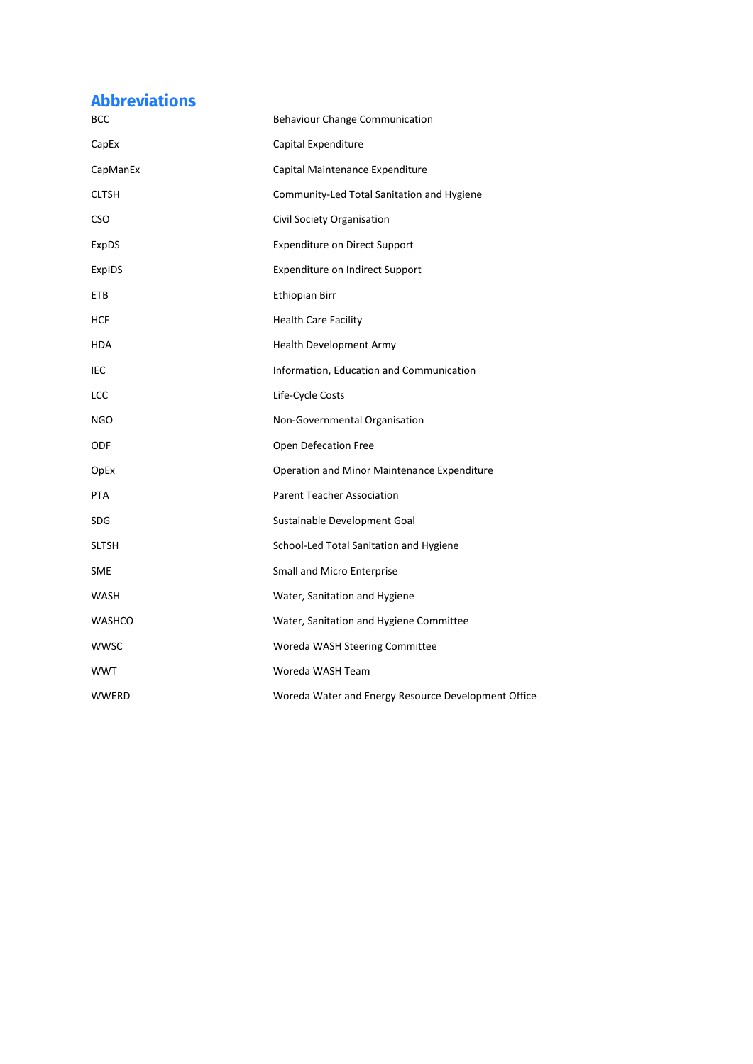# Abbreviations

| | |
|---|---|
| BCC | Behaviour Change Communication |
| CapEx | Capital Expenditure |
| CapManEx | Capital Maintenance Expenditure |
| CLTSH | Community-Led Total Sanitation and Hygiene |
| CSO | Civil Society Organisation |
| ExpDS | Expenditure on Direct Support |
| ExpIDS | Expenditure on Indirect Support |
| ETB | Ethiopian Birr |
| HCF | Health Care Facility |
| HDA | Health Development Army |
| IEC | Information, Education and Communication |
| LCC | Life-Cycle Costs |
| NGO | Non-Governmental Organisation |
| ODF | Open Defecation Free |
| OpEx | Operation and Minor Maintenance Expenditure |
| PTA | Parent Teacher Association |
| SDG | Sustainable Development Goal |
| SLTSH | School-Led Total Sanitation and Hygiene |
| SME | Small and Micro Enterprise |
| WASH | Water, Sanitation and Hygiene |
| WASHCO | Water, Sanitation and Hygiene Committee |
| WWSC | Woreda WASH Steering Committee |
| WWT | Woreda WASH Team |
| WWERD | Woreda Water and Energy Resource Development Office |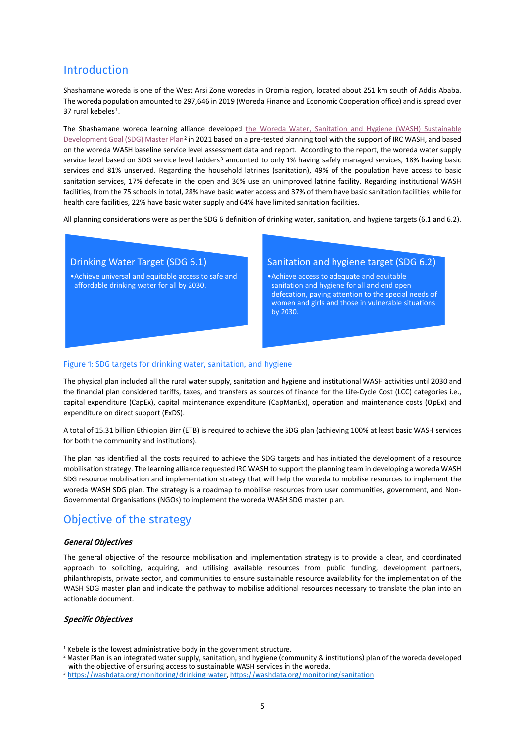## Introduction

Shashamane woreda is one of the West Arsi Zone woredas in Oromia region, located about 251 km south of Addis Ababa. The woreda population amounted to 297,646 in 2019 (Woreda Finance and Economic Cooperation office) and is spread over 37 rural kebeles[1].

The Shashamane woreda learning alliance developed the Woreda Water, Sanitation and Hygiene (WASH) Sustainable Development Goal (SDG) Master Plan[2] in 2021 based on a pre-tested planning tool with the support of IRC WASH, and based on the woreda WASH baseline service level assessment data and report. According to the report, the woreda water supply service level based on SDG service level ladders[3] amounted to only 1% having safely managed services, 18% having basic services and 81% unserved. Regarding the household latrines (sanitation), 49% of the population have access to basic sanitation services, 17% defecate in the open and 36% use an unimproved latrine facility. Regarding institutional WASH facilities, from the 75 schools in total, 28% have basic water access and 37% of them have basic sanitation facilities, while for health care facilities, 22% have basic water supply and 64% have limited sanitation facilities.

All planning considerations were as per the SDG 6 definition of drinking water, sanitation, and hygiene targets (6.1 and 6.2).

Drinking Water Target (SDG 6.1)

- Achieve universal and equitable access to safe and affordable drinking water for all by 2030.

Sanitation and hygiene target (SDG 6.2)

- Achieve access to adequate and equitable sanitation and hygiene for all and end open defecation, paying attention to the special needs of women and girls and those in vulnerable situations by 2030.

Figure 1: SDG targets for drinking water, sanitation, and hygiene

The physical plan included all the rural water supply, sanitation and hygiene and institutional WASH activities until 2030 and the financial plan considered tariffs, taxes, and transfers as sources of finance for the Life-Cycle Cost (LCC) categories i.e., capital expenditure (CapEx), capital maintenance expenditure (CapManEx), operation and maintenance costs (OpEx) and expenditure on direct support (ExDS).

A total of 15.31 billion Ethiopian Birr (ETB) is required to achieve the SDG plan (achieving 100% at least basic WASH services for both the community and institutions).

The plan has identified all the costs required to achieve the SDG targets and has initiated the development of a resource mobilisation strategy. The learning alliance requested IRC WASH to support the planning team in developing a woreda WASH SDG resource mobilisation and implementation strategy that will help the woreda to mobilise resources to implement the woreda WASH SDG plan. The strategy is a roadmap to mobilise resources from user communities, government, and Non-Governmental Organisations (NGOs) to implement the woreda WASH SDG master plan.

## Objective of the strategy

### *General Objectives*

The general objective of the resource mobilisation and implementation strategy is to provide a clear, and coordinated approach to soliciting, acquiring, and utilising available resources from public funding, development partners, philanthropists, private sector, and communities to ensure sustainable resource availability for the implementation of the WASH SDG master plan and indicate the pathway to mobilise additional resources necessary to translate the plan into an actionable document.

### *Specific Objectives*

[1] Kebele is the lowest administrative body in the government structure.

[2] Master Plan is an integrated water supply, sanitation, and hygiene (community & institutions) plan of the woreda developed with the objective of ensuring access to sustainable WASH services in the woreda.

[3] https://washdata.org/monitoring/drinking-water, https://washdata.org/monitoring/sanitation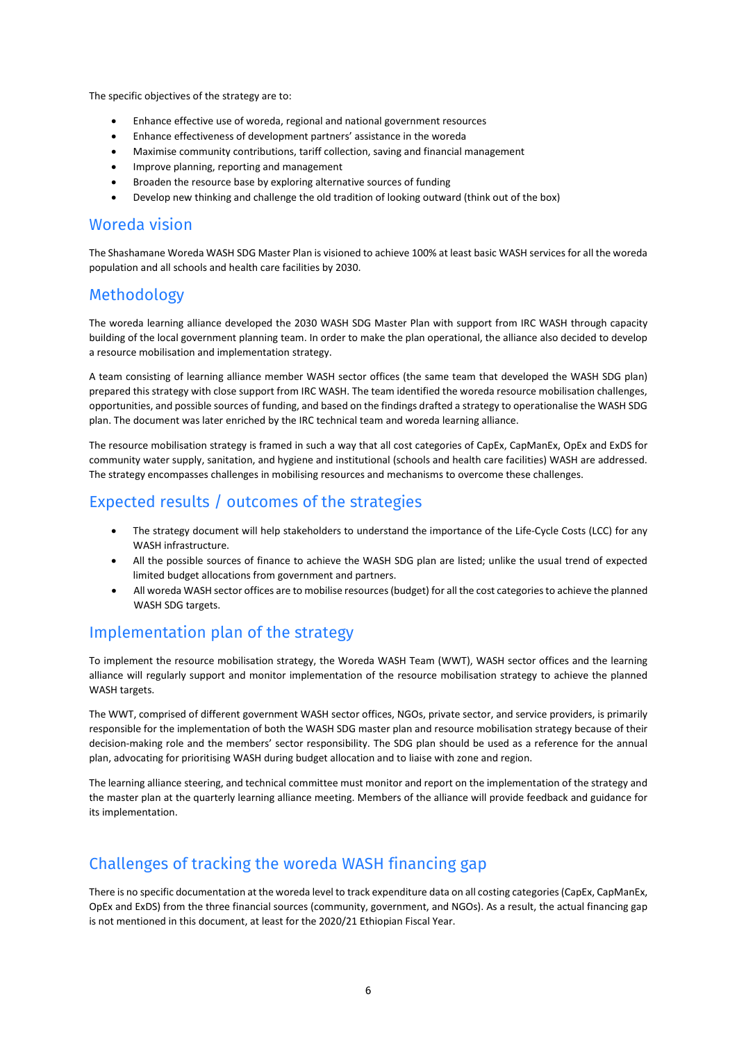The specific objectives of the strategy are to:

- Enhance effective use of woreda, regional and national government resources
- Enhance effectiveness of development partners' assistance in the woreda
- Maximise community contributions, tariff collection, saving and financial management
- Improve planning, reporting and management
- Broaden the resource base by exploring alternative sources of funding
- Develop new thinking and challenge the old tradition of looking outward (think out of the box)

## Woreda vision

The Shashamane Woreda WASH SDG Master Plan is visioned to achieve 100% at least basic WASH services for all the woreda population and all schools and health care facilities by 2030.

## Methodology

The woreda learning alliance developed the 2030 WASH SDG Master Plan with support from IRC WASH through capacity building of the local government planning team. In order to make the plan operational, the alliance also decided to develop a resource mobilisation and implementation strategy.

A team consisting of learning alliance member WASH sector offices (the same team that developed the WASH SDG plan) prepared this strategy with close support from IRC WASH. The team identified the woreda resource mobilisation challenges, opportunities, and possible sources of funding, and based on the findings drafted a strategy to operationalise the WASH SDG plan. The document was later enriched by the IRC technical team and woreda learning alliance.

The resource mobilisation strategy is framed in such a way that all cost categories of CapEx, CapManEx, OpEx and ExDS for community water supply, sanitation, and hygiene and institutional (schools and health care facilities) WASH are addressed. The strategy encompasses challenges in mobilising resources and mechanisms to overcome these challenges.

## Expected results / outcomes of the strategies

- The strategy document will help stakeholders to understand the importance of the Life-Cycle Costs (LCC) for any WASH infrastructure.
- All the possible sources of finance to achieve the WASH SDG plan are listed; unlike the usual trend of expected limited budget allocations from government and partners.
- All woreda WASH sector offices are to mobilise resources (budget) for all the cost categories to achieve the planned WASH SDG targets.

## Implementation plan of the strategy

To implement the resource mobilisation strategy, the Woreda WASH Team (WWT), WASH sector offices and the learning alliance will regularly support and monitor implementation of the resource mobilisation strategy to achieve the planned WASH targets.

The WWT, comprised of different government WASH sector offices, NGOs, private sector, and service providers, is primarily responsible for the implementation of both the WASH SDG master plan and resource mobilisation strategy because of their decision-making role and the members' sector responsibility. The SDG plan should be used as a reference for the annual plan, advocating for prioritising WASH during budget allocation and to liaise with zone and region.

The learning alliance steering, and technical committee must monitor and report on the implementation of the strategy and the master plan at the quarterly learning alliance meeting. Members of the alliance will provide feedback and guidance for its implementation.

## Challenges of tracking the woreda WASH financing gap

There is no specific documentation at the woreda level to track expenditure data on all costing categories (CapEx, CapManEx, OpEx and ExDS) from the three financial sources (community, government, and NGOs). As a result, the actual financing gap is not mentioned in this document, at least for the 2020/21 Ethiopian Fiscal Year.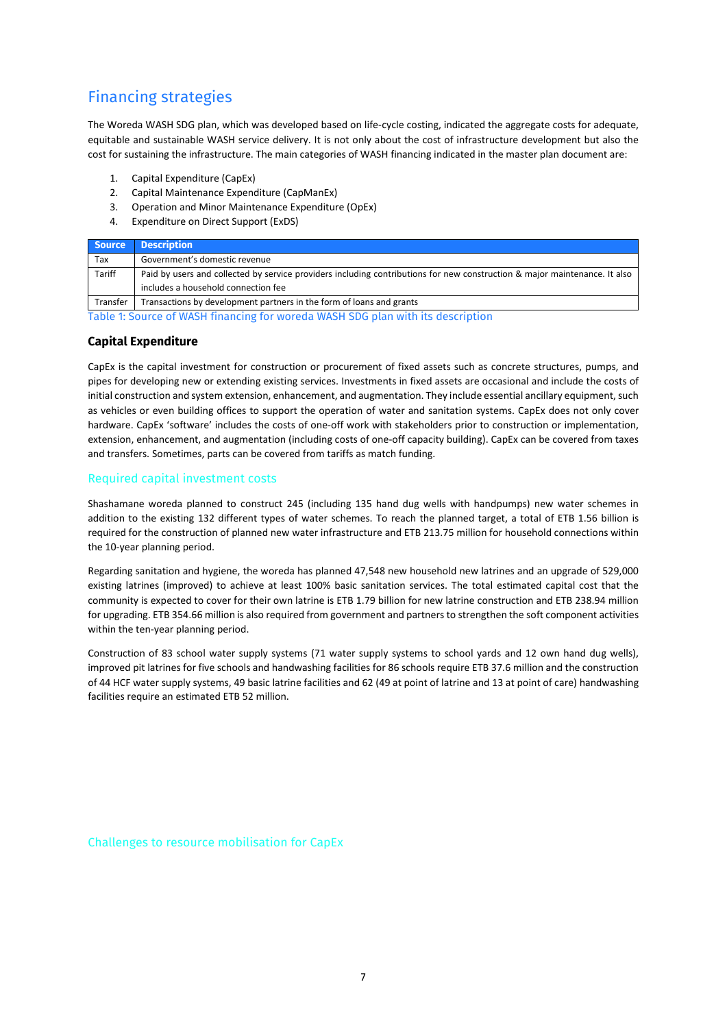## Financing strategies

The Woreda WASH SDG plan, which was developed based on life-cycle costing, indicated the aggregate costs for adequate, equitable and sustainable WASH service delivery. It is not only about the cost of infrastructure development but also the cost for sustaining the infrastructure. The main categories of WASH financing indicated in the master plan document are:

1. Capital Expenditure (CapEx)
2. Capital Maintenance Expenditure (CapManEx)
3. Operation and Minor Maintenance Expenditure (OpEx)
4. Expenditure on Direct Support (ExDS)

| Source | Description |
|---|---|
| Tax | Government's domestic revenue |
| Tariff | Paid by users and collected by service providers including contributions for new construction & major maintenance. It also includes a household connection fee |
| Transfer | Transactions by development partners in the form of loans and grants |

Table 1: Source of WASH financing for woreda WASH SDG plan with its description

### Capital Expenditure

CapEx is the capital investment for construction or procurement of fixed assets such as concrete structures, pumps, and pipes for developing new or extending existing services. Investments in fixed assets are occasional and include the costs of initial construction and system extension, enhancement, and augmentation. They include essential ancillary equipment, such as vehicles or even building offices to support the operation of water and sanitation systems. CapEx does not only cover hardware. CapEx 'software' includes the costs of one-off work with stakeholders prior to construction or implementation, extension, enhancement, and augmentation (including costs of one-off capacity building). CapEx can be covered from taxes and transfers. Sometimes, parts can be covered from tariffs as match funding.

#### Required capital investment costs

Shashamane woreda planned to construct 245 (including 135 hand dug wells with handpumps) new water schemes in addition to the existing 132 different types of water schemes. To reach the planned target, a total of ETB 1.56 billion is required for the construction of planned new water infrastructure and ETB 213.75 million for household connections within the 10-year planning period.

Regarding sanitation and hygiene, the woreda has planned 47,548 new household new latrines and an upgrade of 529,000 existing latrines (improved) to achieve at least 100% basic sanitation services. The total estimated capital cost that the community is expected to cover for their own latrine is ETB 1.79 billion for new latrine construction and ETB 238.94 million for upgrading. ETB 354.66 million is also required from government and partners to strengthen the soft component activities within the ten-year planning period.

Construction of 83 school water supply systems (71 water supply systems to school yards and 12 own hand dug wells), improved pit latrines for five schools and handwashing facilities for 86 schools require ETB 37.6 million and the construction of 44 HCF water supply systems, 49 basic latrine facilities and 62 (49 at point of latrine and 13 at point of care) handwashing facilities require an estimated ETB 52 million.

#### Challenges to resource mobilisation for CapEx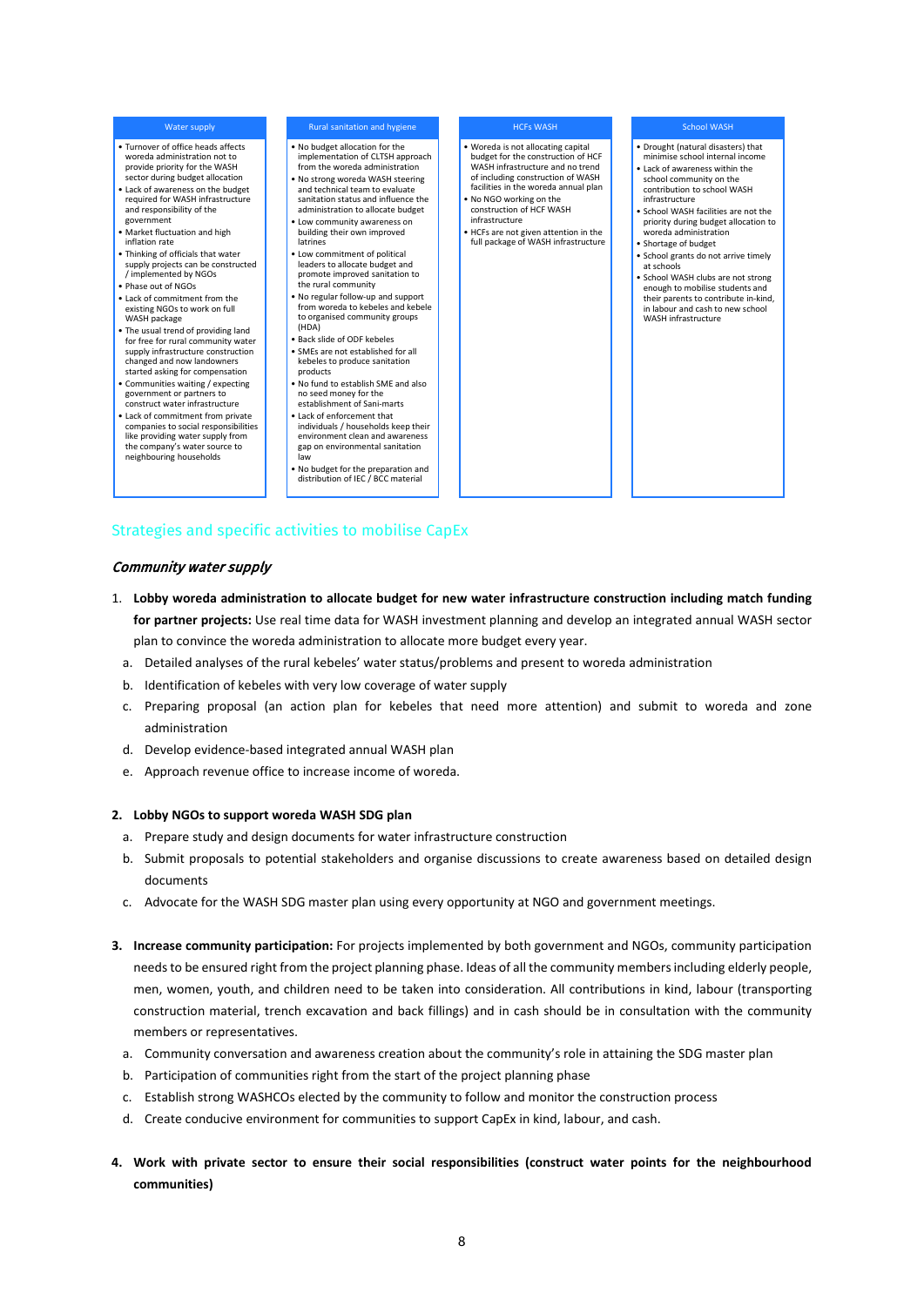| Water supply | Rural sanitation and hygiene | HCFs WASH | School WASH |
| --- | --- | --- | --- |
| • Turnover of office heads affects woreda administration not to provide priority for the WASH sector during budget allocation<br>• Lack of awareness on the budget required for WASH infrastructure and responsibility of the government<br>• Market fluctuation and high inflation rate<br>• Thinking of officials that water supply projects can be constructed / implemented by NGOs<br>• Phase out of NGOs<br>• Lack of commitment from the existing NGOs to work on full WASH package<br>• The usual trend of providing land for free for rural community water supply infrastructure construction changed and now landowners started asking for compensation<br>• Communities waiting / expecting government or partners to construct water infrastructure<br>• Lack of commitment from private companies to social responsibilities like providing water supply from the company's water source to neighbouring households | • No budget allocation for the implementation of CLTSH approach from the woreda administration<br>• No strong woreda WASH steering and technical team to evaluate sanitation status and influence the administration to allocate budget<br>• Low community awareness on building their own improved latrines<br>• Low commitment of political leaders to allocate budget and promote improved sanitation to the rural community<br>• No regular follow-up and support from woreda to kebeles and kebele to organised community groups (HDA)<br>• Back slide of ODF kebeles<br>• SMEs are not established for all kebeles to produce sanitation products<br>• No fund to establish SME and also no seed money for the establishment of Sani-marts<br>• Lack of enforcement that individuals / households keep their environment clean and awareness gap on environmental sanitation law<br>• No budget for the preparation and distribution of IEC / BCC material | • Woreda is not allocating capital budget for the construction of HCF WASH infrastructure and no trend of including construction of WASH facilities in the woreda annual plan<br>• No NGO working on the construction of HCF WASH infrastructure<br>• HCFs are not given attention in the full package of WASH infrastructure | • Drought (natural disasters) that minimise school internal income<br>• Lack of awareness within the school community on the contribution to school WASH infrastructure<br>• School WASH facilities are not the priority during budget allocation to woreda administration<br>• Shortage of budget<br>• School grants do not arrive timely at schools<br>• School WASH clubs are not strong enough to mobilise students and their parents to contribute in-kind, in labour and cash to new school WASH infrastructure |

## Strategies and specific activities to mobilise CapEx

### *Community water supply*

1. **Lobby woreda administration to allocate budget for new water infrastructure construction including match funding for partner projects:** Use real time data for WASH investment planning and develop an integrated annual WASH sector plan to convince the woreda administration to allocate more budget every year.
   a. Detailed analyses of the rural kebeles' water status/problems and present to woreda administration
   b. Identification of kebeles with very low coverage of water supply
   c. Preparing proposal (an action plan for kebeles that need more attention) and submit to woreda and zone administration
   d. Develop evidence-based integrated annual WASH plan
   e. Approach revenue office to increase income of woreda.

2. **Lobby NGOs to support woreda WASH SDG plan**
   a. Prepare study and design documents for water infrastructure construction
   b. Submit proposals to potential stakeholders and organise discussions to create awareness based on detailed design documents
   c. Advocate for the WASH SDG master plan using every opportunity at NGO and government meetings.

3. **Increase community participation:** For projects implemented by both government and NGOs, community participation needs to be ensured right from the project planning phase. Ideas of all the community members including elderly people, men, women, youth, and children need to be taken into consideration. All contributions in kind, labour (transporting construction material, trench excavation and back fillings) and in cash should be in consultation with the community members or representatives.
   a. Community conversation and awareness creation about the community's role in attaining the SDG master plan
   b. Participation of communities right from the start of the project planning phase
   c. Establish strong WASHCOs elected by the community to follow and monitor the construction process
   d. Create conducive environment for communities to support CapEx in kind, labour, and cash.

4. **Work with private sector to ensure their social responsibilities (construct water points for the neighbourhood communities)**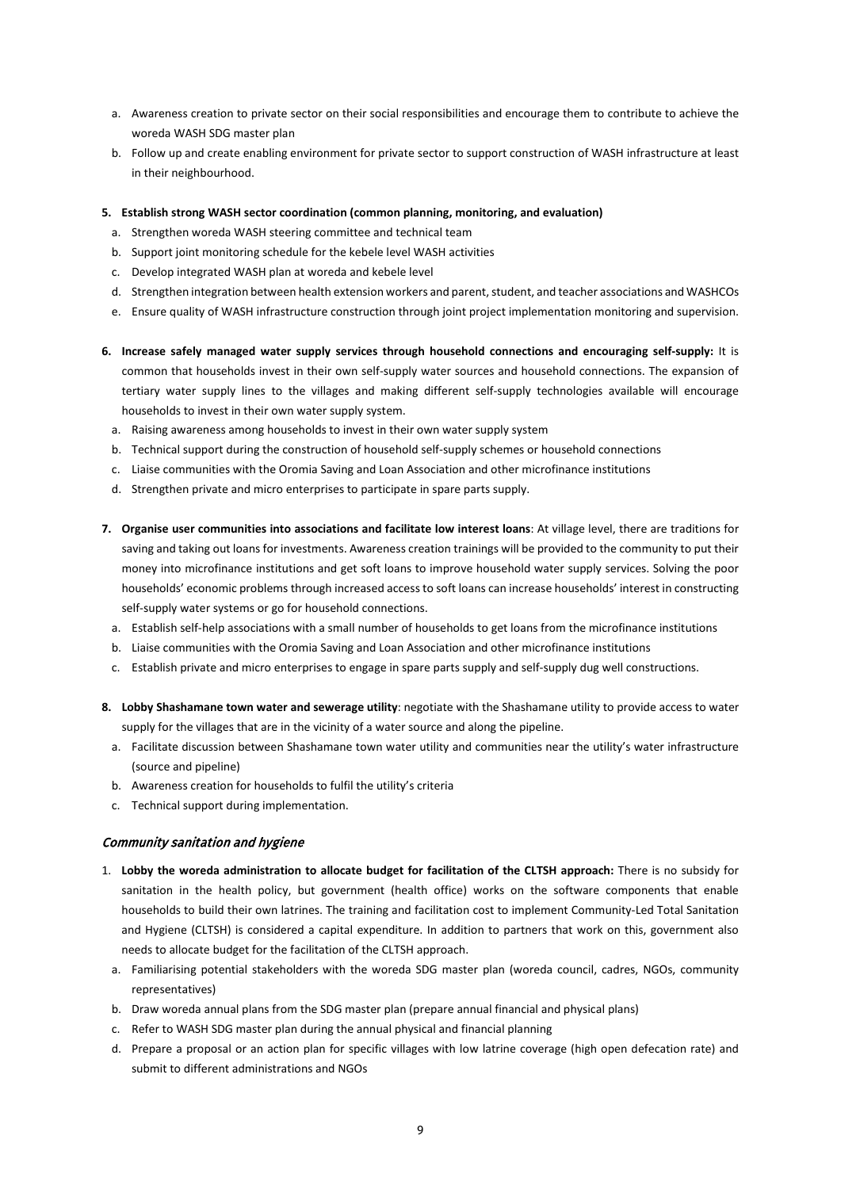a. Awareness creation to private sector on their social responsibilities and encourage them to contribute to achieve the woreda WASH SDG master plan
b. Follow up and create enabling environment for private sector to support construction of WASH infrastructure at least in their neighbourhood.

**5. Establish strong WASH sector coordination (common planning, monitoring, and evaluation)**

a. Strengthen woreda WASH steering committee and technical team
b. Support joint monitoring schedule for the kebele level WASH activities
c. Develop integrated WASH plan at woreda and kebele level
d. Strengthen integration between health extension workers and parent, student, and teacher associations and WASHCOs
e. Ensure quality of WASH infrastructure construction through joint project implementation monitoring and supervision.

**6. Increase safely managed water supply services through household connections and encouraging self-supply:** It is common that households invest in their own self-supply water sources and household connections. The expansion of tertiary water supply lines to the villages and making different self-supply technologies available will encourage households to invest in their own water supply system.

a. Raising awareness among households to invest in their own water supply system
b. Technical support during the construction of household self-supply schemes or household connections
c. Liaise communities with the Oromia Saving and Loan Association and other microfinance institutions
d. Strengthen private and micro enterprises to participate in spare parts supply.

**7. Organise user communities into associations and facilitate low interest loans**: At village level, there are traditions for saving and taking out loans for investments. Awareness creation trainings will be provided to the community to put their money into microfinance institutions and get soft loans to improve household water supply services. Solving the poor households' economic problems through increased access to soft loans can increase households' interest in constructing self-supply water systems or go for household connections.

a. Establish self-help associations with a small number of households to get loans from the microfinance institutions
b. Liaise communities with the Oromia Saving and Loan Association and other microfinance institutions
c. Establish private and micro enterprises to engage in spare parts supply and self-supply dug well constructions.

**8. Lobby Shashamane town water and sewerage utility**: negotiate with the Shashamane utility to provide access to water supply for the villages that are in the vicinity of a water source and along the pipeline.

a. Facilitate discussion between Shashamane town water utility and communities near the utility's water infrastructure (source and pipeline)
b. Awareness creation for households to fulfil the utility's criteria
c. Technical support during implementation.

### *Community sanitation and hygiene*

1. **Lobby the woreda administration to allocate budget for facilitation of the CLTSH approach:** There is no subsidy for sanitation in the health policy, but government (health office) works on the software components that enable households to build their own latrines. The training and facilitation cost to implement Community-Led Total Sanitation and Hygiene (CLTSH) is considered a capital expenditure. In addition to partners that work on this, government also needs to allocate budget for the facilitation of the CLTSH approach.

a. Familiarising potential stakeholders with the woreda SDG master plan (woreda council, cadres, NGOs, community representatives)
b. Draw woreda annual plans from the SDG master plan (prepare annual financial and physical plans)
c. Refer to WASH SDG master plan during the annual physical and financial planning
d. Prepare a proposal or an action plan for specific villages with low latrine coverage (high open defecation rate) and submit to different administrations and NGOs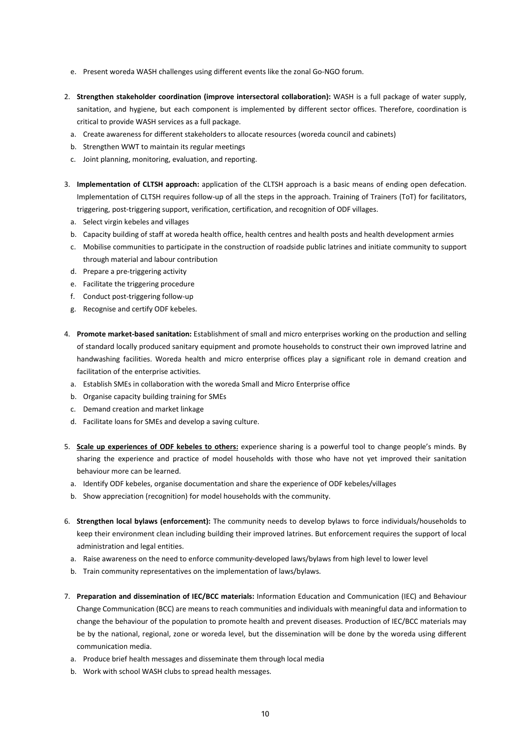e. Present woreda WASH challenges using different events like the zonal Go-NGO forum.

2. **Strengthen stakeholder coordination (improve intersectoral collaboration):** WASH is a full package of water supply, sanitation, and hygiene, but each component is implemented by different sector offices. Therefore, coordination is critical to provide WASH services as a full package.
   a. Create awareness for different stakeholders to allocate resources (woreda council and cabinets)
   b. Strengthen WWT to maintain its regular meetings
   c. Joint planning, monitoring, evaluation, and reporting.

3. **Implementation of CLTSH approach:** application of the CLTSH approach is a basic means of ending open defecation. Implementation of CLTSH requires follow-up of all the steps in the approach. Training of Trainers (ToT) for facilitators, triggering, post-triggering support, verification, certification, and recognition of ODF villages.
   a. Select virgin kebeles and villages
   b. Capacity building of staff at woreda health office, health centres and health posts and health development armies
   c. Mobilise communities to participate in the construction of roadside public latrines and initiate community to support through material and labour contribution
   d. Prepare a pre-triggering activity
   e. Facilitate the triggering procedure
   f. Conduct post-triggering follow-up
   g. Recognise and certify ODF kebeles.

4. **Promote market-based sanitation:** Establishment of small and micro enterprises working on the production and selling of standard locally produced sanitary equipment and promote households to construct their own improved latrine and handwashing facilities. Woreda health and micro enterprise offices play a significant role in demand creation and facilitation of the enterprise activities.
   a. Establish SMEs in collaboration with the woreda Small and Micro Enterprise office
   b. Organise capacity building training for SMEs
   c. Demand creation and market linkage
   d. Facilitate loans for SMEs and develop a saving culture.

5. <u>**Scale up experiences of ODF kebeles to others:**</u> experience sharing is a powerful tool to change people's minds. By sharing the experience and practice of model households with those who have not yet improved their sanitation behaviour more can be learned.
   a. Identify ODF kebeles, organise documentation and share the experience of ODF kebeles/villages
   b. Show appreciation (recognition) for model households with the community.

6. **Strengthen local bylaws (enforcement):** The community needs to develop bylaws to force individuals/households to keep their environment clean including building their improved latrines. But enforcement requires the support of local administration and legal entities.
   a. Raise awareness on the need to enforce community-developed laws/bylaws from high level to lower level
   b. Train community representatives on the implementation of laws/bylaws.

7. **Preparation and dissemination of IEC/BCC materials:** Information Education and Communication (IEC) and Behaviour Change Communication (BCC) are means to reach communities and individuals with meaningful data and information to change the behaviour of the population to promote health and prevent diseases. Production of IEC/BCC materials may be by the national, regional, zone or woreda level, but the dissemination will be done by the woreda using different communication media.
   a. Produce brief health messages and disseminate them through local media
   b. Work with school WASH clubs to spread health messages.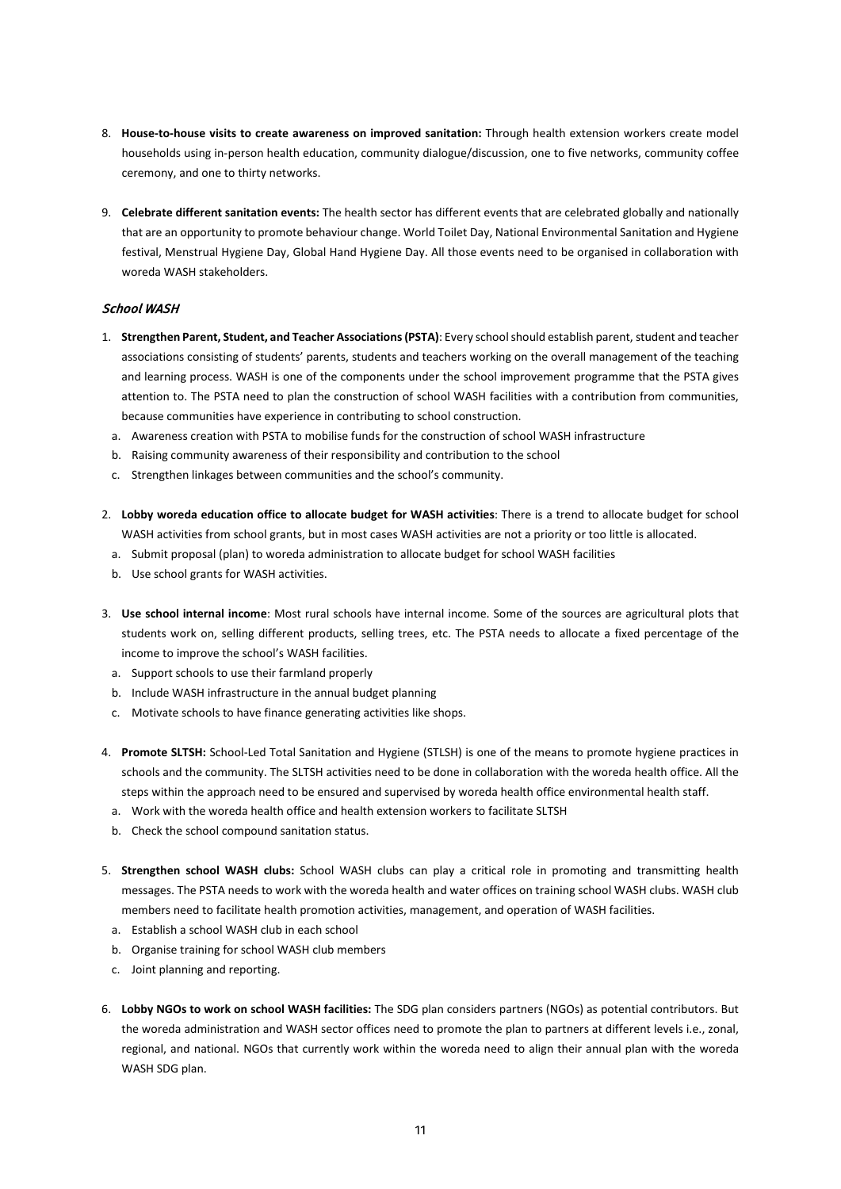8. **House-to-house visits to create awareness on improved sanitation:** Through health extension workers create model households using in-person health education, community dialogue/discussion, one to five networks, community coffee ceremony, and one to thirty networks.

9. **Celebrate different sanitation events:** The health sector has different events that are celebrated globally and nationally that are an opportunity to promote behaviour change. World Toilet Day, National Environmental Sanitation and Hygiene festival, Menstrual Hygiene Day, Global Hand Hygiene Day. All those events need to be organised in collaboration with woreda WASH stakeholders.

### *School WASH*

1. **Strengthen Parent, Student, and Teacher Associations (PSTA)**: Every school should establish parent, student and teacher associations consisting of students' parents, students and teachers working on the overall management of the teaching and learning process. WASH is one of the components under the school improvement programme that the PSTA gives attention to. The PSTA need to plan the construction of school WASH facilities with a contribution from communities, because communities have experience in contributing to school construction.
   a. Awareness creation with PSTA to mobilise funds for the construction of school WASH infrastructure
   b. Raising community awareness of their responsibility and contribution to the school
   c. Strengthen linkages between communities and the school's community.

2. **Lobby woreda education office to allocate budget for WASH activities**: There is a trend to allocate budget for school WASH activities from school grants, but in most cases WASH activities are not a priority or too little is allocated.
   a. Submit proposal (plan) to woreda administration to allocate budget for school WASH facilities
   b. Use school grants for WASH activities.

3. **Use school internal income**: Most rural schools have internal income. Some of the sources are agricultural plots that students work on, selling different products, selling trees, etc. The PSTA needs to allocate a fixed percentage of the income to improve the school's WASH facilities.
   a. Support schools to use their farmland properly
   b. Include WASH infrastructure in the annual budget planning
   c. Motivate schools to have finance generating activities like shops.

4. **Promote SLTSH:** School-Led Total Sanitation and Hygiene (STLSH) is one of the means to promote hygiene practices in schools and the community. The SLTSH activities need to be done in collaboration with the woreda health office. All the steps within the approach need to be ensured and supervised by woreda health office environmental health staff.
   a. Work with the woreda health office and health extension workers to facilitate SLTSH
   b. Check the school compound sanitation status.

5. **Strengthen school WASH clubs:** School WASH clubs can play a critical role in promoting and transmitting health messages. The PSTA needs to work with the woreda health and water offices on training school WASH clubs. WASH club members need to facilitate health promotion activities, management, and operation of WASH facilities.
   a. Establish a school WASH club in each school
   b. Organise training for school WASH club members
   c. Joint planning and reporting.

6. **Lobby NGOs to work on school WASH facilities:** The SDG plan considers partners (NGOs) as potential contributors. But the woreda administration and WASH sector offices need to promote the plan to partners at different levels i.e., zonal, regional, and national. NGOs that currently work within the woreda need to align their annual plan with the woreda WASH SDG plan.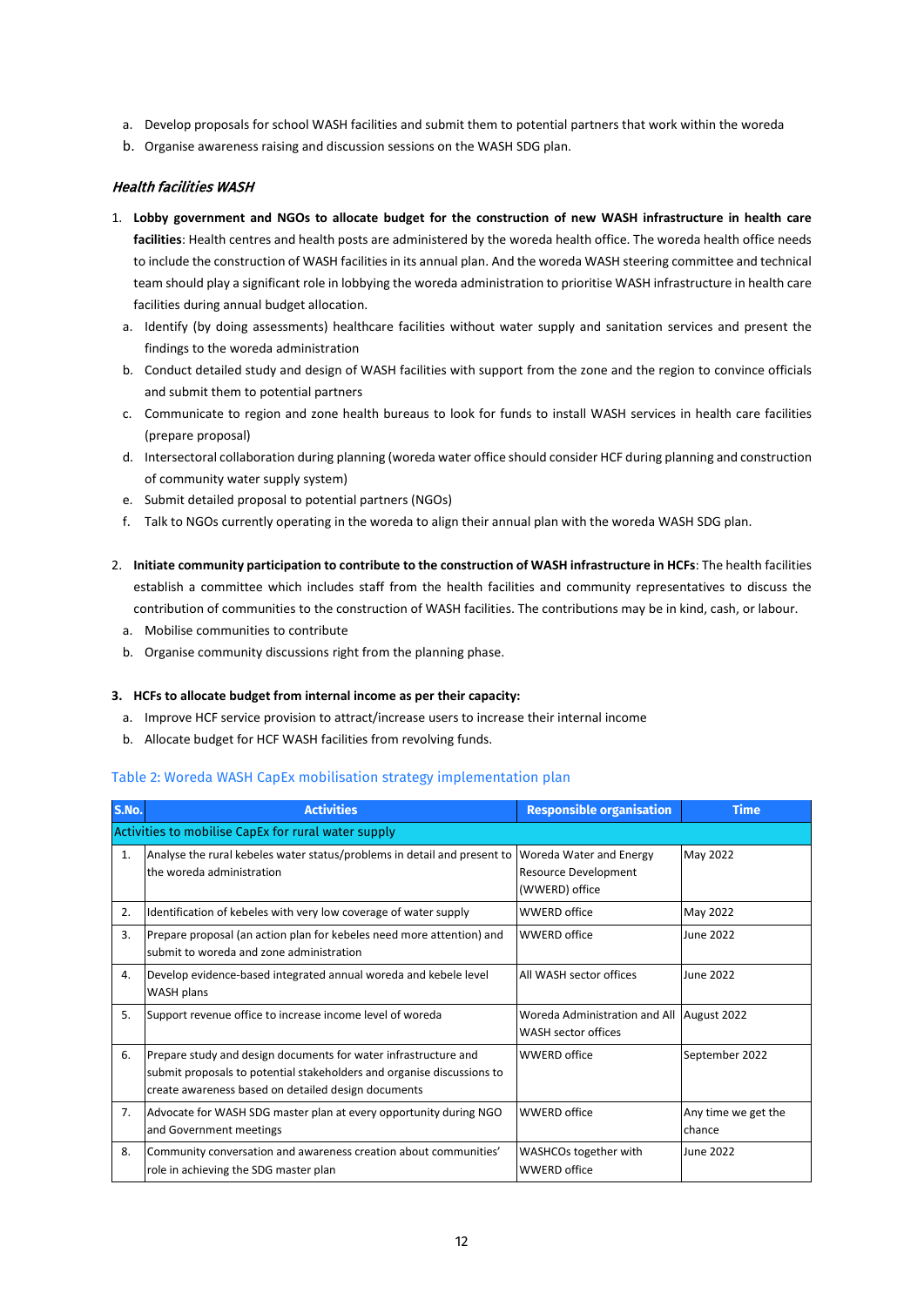a. Develop proposals for school WASH facilities and submit them to potential partners that work within the woreda
b. Organise awareness raising and discussion sessions on the WASH SDG plan.

#### *Health facilities WASH*

1. **Lobby government and NGOs to allocate budget for the construction of new WASH infrastructure in health care facilities**: Health centres and health posts are administered by the woreda health office. The woreda health office needs to include the construction of WASH facilities in its annual plan. And the woreda WASH steering committee and technical team should play a significant role in lobbying the woreda administration to prioritise WASH infrastructure in health care facilities during annual budget allocation.
   a. Identify (by doing assessments) healthcare facilities without water supply and sanitation services and present the findings to the woreda administration
   b. Conduct detailed study and design of WASH facilities with support from the zone and the region to convince officials and submit them to potential partners
   c. Communicate to region and zone health bureaus to look for funds to install WASH services in health care facilities (prepare proposal)
   d. Intersectoral collaboration during planning (woreda water office should consider HCF during planning and construction of community water supply system)
   e. Submit detailed proposal to potential partners (NGOs)
   f. Talk to NGOs currently operating in the woreda to align their annual plan with the woreda WASH SDG plan.

2. **Initiate community participation to contribute to the construction of WASH infrastructure in HCFs**: The health facilities establish a committee which includes staff from the health facilities and community representatives to discuss the contribution of communities to the construction of WASH facilities. The contributions may be in kind, cash, or labour.
   a. Mobilise communities to contribute
   b. Organise community discussions right from the planning phase.

3. **HCFs to allocate budget from internal income as per their capacity:**
   a. Improve HCF service provision to attract/increase users to increase their internal income
   b. Allocate budget for HCF WASH facilities from revolving funds.

Table 2: Woreda WASH CapEx mobilisation strategy implementation plan

| S.No. | Activities | Responsible organisation | Time |
|---|---|---|---|
| Activities to mobilise CapEx for rural water supply | | | |
| 1. | Analyse the rural kebeles water status/problems in detail and present to the woreda administration | Woreda Water and Energy Resource Development (WWERD) office | May 2022 |
| 2. | Identification of kebeles with very low coverage of water supply | WWERD office | May 2022 |
| 3. | Prepare proposal (an action plan for kebeles need more attention) and submit to woreda and zone administration | WWERD office | June 2022 |
| 4. | Develop evidence-based integrated annual woreda and kebele level WASH plans | All WASH sector offices | June 2022 |
| 5. | Support revenue office to increase income level of woreda | Woreda Administration and All WASH sector offices | August 2022 |
| 6. | Prepare study and design documents for water infrastructure and submit proposals to potential stakeholders and organise discussions to create awareness based on detailed design documents | WWERD office | September 2022 |
| 7. | Advocate for WASH SDG master plan at every opportunity during NGO and Government meetings | WWERD office | Any time we get the chance |
| 8. | Community conversation and awareness creation about communities' role in achieving the SDG master plan | WASHCOs together with WWERD office | June 2022 |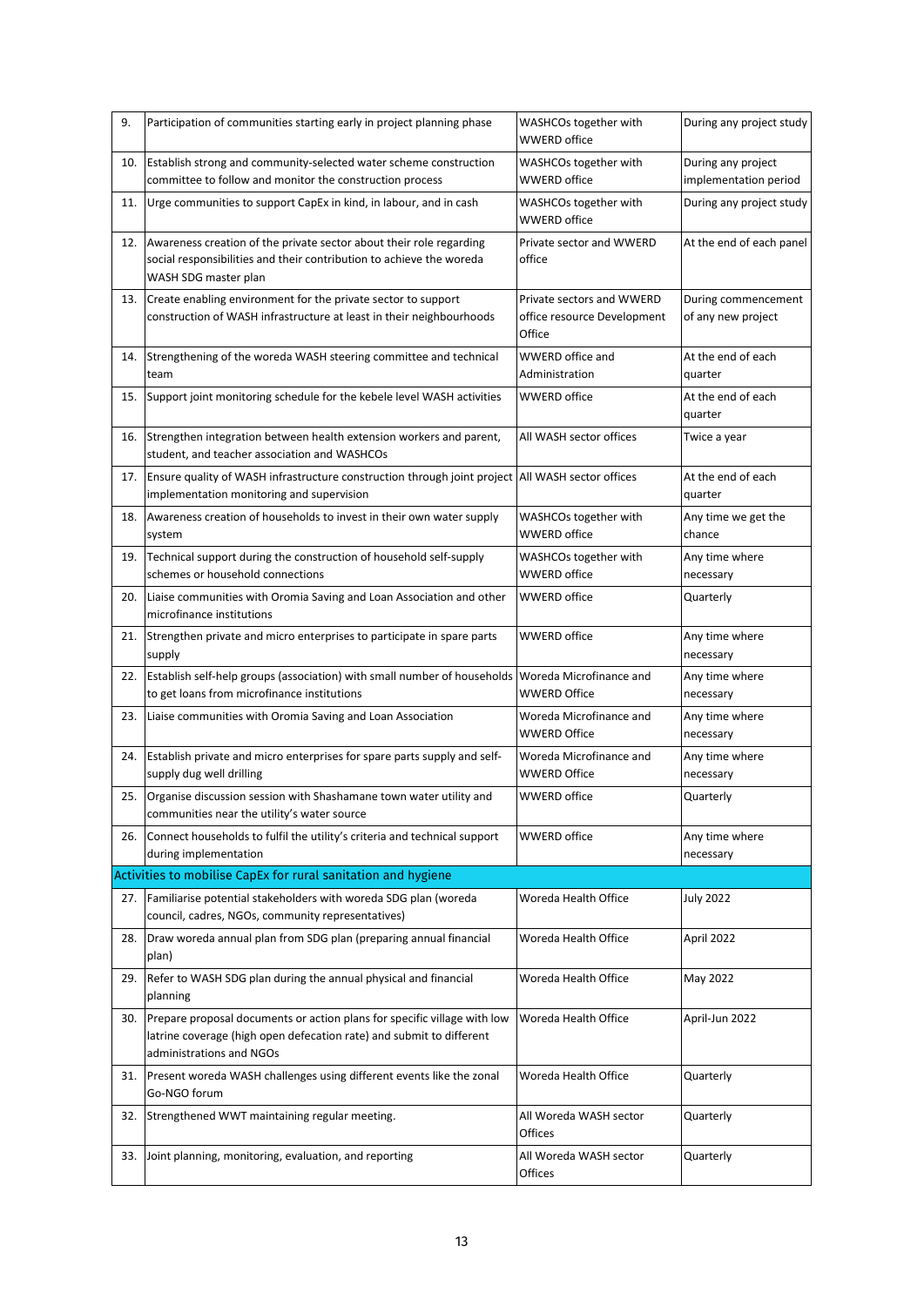| | | | |
|---|---|---|---|
| 9. | Participation of communities starting early in project planning phase | WASHCOs together with WWERD office | During any project study |
| 10. | Establish strong and community-selected water scheme construction committee to follow and monitor the construction process | WASHCOs together with WWERD office | During any project implementation period |
| 11. | Urge communities to support CapEx in kind, in labour, and in cash | WASHCOs together with WWERD office | During any project study |
| 12. | Awareness creation of the private sector about their role regarding social responsibilities and their contribution to achieve the woreda WASH SDG master plan | Private sector and WWERD office | At the end of each panel |
| 13. | Create enabling environment for the private sector to support construction of WASH infrastructure at least in their neighbourhoods | Private sectors and WWERD office resource Development Office | During commencement of any new project |
| 14. | Strengthening of the woreda WASH steering committee and technical team | WWERD office and Administration | At the end of each quarter |
| 15. | Support joint monitoring schedule for the kebele level WASH activities | WWERD office | At the end of each quarter |
| 16. | Strengthen integration between health extension workers and parent, student, and teacher association and WASHCOs | All WASH sector offices | Twice a year |
| 17. | Ensure quality of WASH infrastructure construction through joint project implementation monitoring and supervision | All WASH sector offices | At the end of each quarter |
| 18. | Awareness creation of households to invest in their own water supply system | WASHCOs together with WWERD office | Any time we get the chance |
| 19. | Technical support during the construction of household self-supply schemes or household connections | WASHCOs together with WWERD office | Any time where necessary |
| 20. | Liaise communities with Oromia Saving and Loan Association and other microfinance institutions | WWERD office | Quarterly |
| 21. | Strengthen private and micro enterprises to participate in spare parts supply | WWERD office | Any time where necessary |
| 22. | Establish self-help groups (association) with small number of households to get loans from microfinance institutions | Woreda Microfinance and WWERD Office | Any time where necessary |
| 23. | Liaise communities with Oromia Saving and Loan Association | Woreda Microfinance and WWERD Office | Any time where necessary |
| 24. | Establish private and micro enterprises for spare parts supply and self-supply dug well drilling | Woreda Microfinance and WWERD Office | Any time where necessary |
| 25. | Organise discussion session with Shashamane town water utility and communities near the utility's water source | WWERD office | Quarterly |
| 26. | Connect households to fulfil the utility's criteria and technical support during implementation | WWERD office | Any time where necessary |
| **Activities to mobilise CapEx for rural sanitation and hygiene** | | | |
| 27. | Familiarise potential stakeholders with woreda SDG plan (woreda council, cadres, NGOs, community representatives) | Woreda Health Office | July 2022 |
| 28. | Draw woreda annual plan from SDG plan (preparing annual financial plan) | Woreda Health Office | April 2022 |
| 29. | Refer to WASH SDG plan during the annual physical and financial planning | Woreda Health Office | May 2022 |
| 30. | Prepare proposal documents or action plans for specific village with low latrine coverage (high open defecation rate) and submit to different administrations and NGOs | Woreda Health Office | April-Jun 2022 |
| 31. | Present woreda WASH challenges using different events like the zonal Go-NGO forum | Woreda Health Office | Quarterly |
| 32. | Strengthened WWT maintaining regular meeting. | All Woreda WASH sector Offices | Quarterly |
| 33. | Joint planning, monitoring, evaluation, and reporting | All Woreda WASH sector Offices | Quarterly |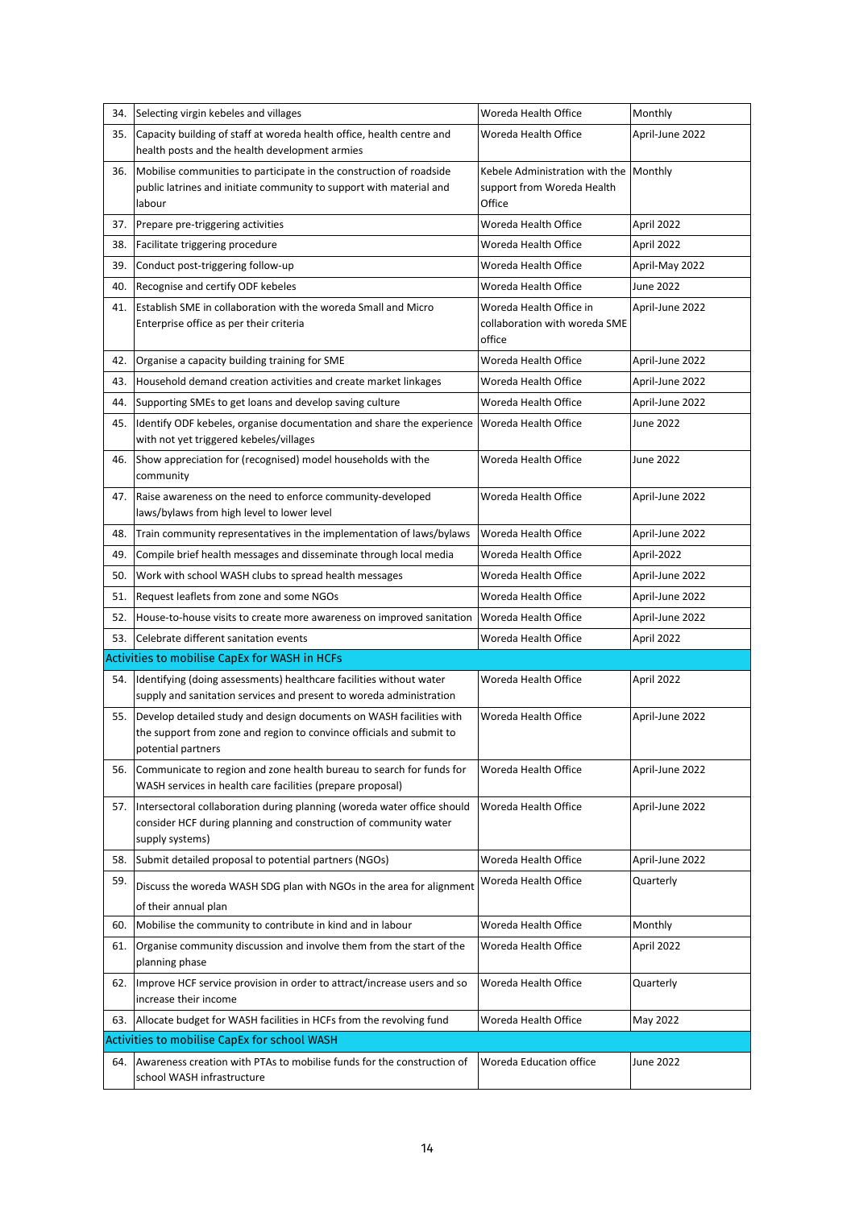| | | | |
|---|---|---|---|
| 34. | Selecting virgin kebeles and villages | Woreda Health Office | Monthly |
| 35. | Capacity building of staff at woreda health office, health centre and health posts and the health development armies | Woreda Health Office | April-June 2022 |
| 36. | Mobilise communities to participate in the construction of roadside public latrines and initiate community to support with material and labour | Kebele Administration with the support from Woreda Health Office | Monthly |
| 37. | Prepare pre-triggering activities | Woreda Health Office | April 2022 |
| 38. | Facilitate triggering procedure | Woreda Health Office | April 2022 |
| 39. | Conduct post-triggering follow-up | Woreda Health Office | April-May 2022 |
| 40. | Recognise and certify ODF kebeles | Woreda Health Office | June 2022 |
| 41. | Establish SME in collaboration with the woreda Small and Micro Enterprise office as per their criteria | Woreda Health Office in collaboration with woreda SME office | April-June 2022 |
| 42. | Organise a capacity building training for SME | Woreda Health Office | April-June 2022 |
| 43. | Household demand creation activities and create market linkages | Woreda Health Office | April-June 2022 |
| 44. | Supporting SMEs to get loans and develop saving culture | Woreda Health Office | April-June 2022 |
| 45. | Identify ODF kebeles, organise documentation and share the experience with not yet triggered kebeles/villages | Woreda Health Office | June 2022 |
| 46. | Show appreciation for (recognised) model households with the community | Woreda Health Office | June 2022 |
| 47. | Raise awareness on the need to enforce community-developed laws/bylaws from high level to lower level | Woreda Health Office | April-June 2022 |
| 48. | Train community representatives in the implementation of laws/bylaws | Woreda Health Office | April-June 2022 |
| 49. | Compile brief health messages and disseminate through local media | Woreda Health Office | April-2022 |
| 50. | Work with school WASH clubs to spread health messages | Woreda Health Office | April-June 2022 |
| 51. | Request leaflets from zone and some NGOs | Woreda Health Office | April-June 2022 |
| 52. | House-to-house visits to create more awareness on improved sanitation | Woreda Health Office | April-June 2022 |
| 53. | Celebrate different sanitation events | Woreda Health Office | April 2022 |
| **Activities to mobilise CapEx for WASH in HCFs** | | | |
| 54. | Identifying (doing assessments) healthcare facilities without water supply and sanitation services and present to woreda administration | Woreda Health Office | April 2022 |
| 55. | Develop detailed study and design documents on WASH facilities with the support from zone and region to convince officials and submit to potential partners | Woreda Health Office | April-June 2022 |
| 56. | Communicate to region and zone health bureau to search for funds for WASH services in health care facilities (prepare proposal) | Woreda Health Office | April-June 2022 |
| 57. | Intersectoral collaboration during planning (woreda water office should consider HCF during planning and construction of community water supply systems) | Woreda Health Office | April-June 2022 |
| 58. | Submit detailed proposal to potential partners (NGOs) | Woreda Health Office | April-June 2022 |
| 59. | Discuss the woreda WASH SDG plan with NGOs in the area for alignment of their annual plan | Woreda Health Office | Quarterly |
| 60. | Mobilise the community to contribute in kind and in labour | Woreda Health Office | Monthly |
| 61. | Organise community discussion and involve them from the start of the planning phase | Woreda Health Office | April 2022 |
| 62. | Improve HCF service provision in order to attract/increase users and so increase their income | Woreda Health Office | Quarterly |
| 63. | Allocate budget for WASH facilities in HCFs from the revolving fund | Woreda Health Office | May 2022 |
| **Activities to mobilise CapEx for school WASH** | | | |
| 64. | Awareness creation with PTAs to mobilise funds for the construction of school WASH infrastructure | Woreda Education office | June 2022 |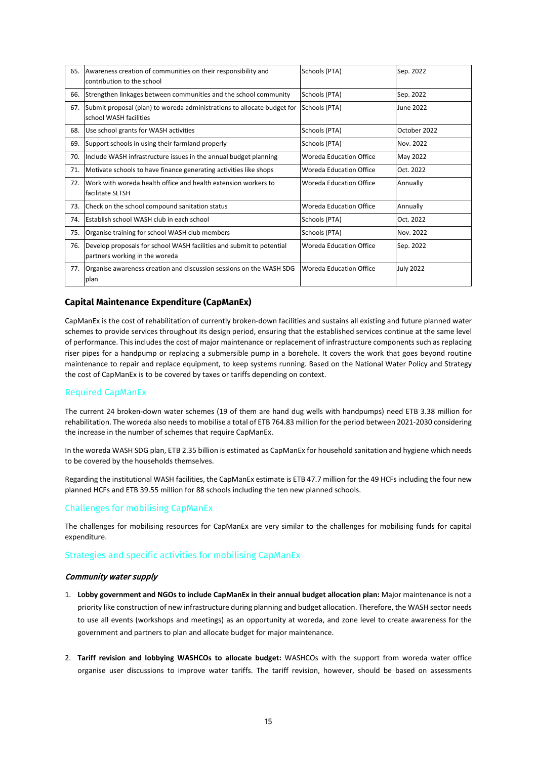| | | | |
|---|---|---|---|
| 65. | Awareness creation of communities on their responsibility and contribution to the school | Schools (PTA) | Sep. 2022 |
| 66. | Strengthen linkages between communities and the school community | Schools (PTA) | Sep. 2022 |
| 67. | Submit proposal (plan) to woreda administrations to allocate budget for school WASH facilities | Schools (PTA) | June 2022 |
| 68. | Use school grants for WASH activities | Schools (PTA) | October 2022 |
| 69. | Support schools in using their farmland properly | Schools (PTA) | Nov. 2022 |
| 70. | Include WASH infrastructure issues in the annual budget planning | Woreda Education Office | May 2022 |
| 71. | Motivate schools to have finance generating activities like shops | Woreda Education Office | Oct. 2022 |
| 72. | Work with woreda health office and health extension workers to facilitate SLTSH | Woreda Education Office | Annually |
| 73. | Check on the school compound sanitation status | Woreda Education Office | Annually |
| 74. | Establish school WASH club in each school | Schools (PTA) | Oct. 2022 |
| 75. | Organise training for school WASH club members | Schools (PTA) | Nov. 2022 |
| 76. | Develop proposals for school WASH facilities and submit to potential partners working in the woreda | Woreda Education Office | Sep. 2022 |
| 77. | Organise awareness creation and discussion sessions on the WASH SDG plan | Woreda Education Office | July 2022 |

## Capital Maintenance Expenditure (CapManEx)

CapManEx is the cost of rehabilitation of currently broken-down facilities and sustains all existing and future planned water schemes to provide services throughout its design period, ensuring that the established services continue at the same level of performance. This includes the cost of major maintenance or replacement of infrastructure components such as replacing riser pipes for a handpump or replacing a submersible pump in a borehole. It covers the work that goes beyond routine maintenance to repair and replace equipment, to keep systems running. Based on the National Water Policy and Strategy the cost of CapManEx is to be covered by taxes or tariffs depending on context.

### Required CapManEx

The current 24 broken-down water schemes (19 of them are hand dug wells with handpumps) need ETB 3.38 million for rehabilitation. The woreda also needs to mobilise a total of ETB 764.83 million for the period between 2021-2030 considering the increase in the number of schemes that require CapManEx.

In the woreda WASH SDG plan, ETB 2.35 billion is estimated as CapManEx for household sanitation and hygiene which needs to be covered by the households themselves.

Regarding the institutional WASH facilities, the CapManEx estimate is ETB 47.7 million for the 49 HCFs including the four new planned HCFs and ETB 39.55 million for 88 schools including the ten new planned schools.

### Challenges for mobilising CapManEx

The challenges for mobilising resources for CapManEx are very similar to the challenges for mobilising funds for capital expenditure.

### Strategies and specific activities for mobilising CapManEx

#### *Community water supply*

1. **Lobby government and NGOs to include CapManEx in their annual budget allocation plan:** Major maintenance is not a priority like construction of new infrastructure during planning and budget allocation. Therefore, the WASH sector needs to use all events (workshops and meetings) as an opportunity at woreda, and zone level to create awareness for the government and partners to plan and allocate budget for major maintenance.

2. **Tariff revision and lobbying WASHCOs to allocate budget:** WASHCOs with the support from woreda water office organise user discussions to improve water tariffs. The tariff revision, however, should be based on assessments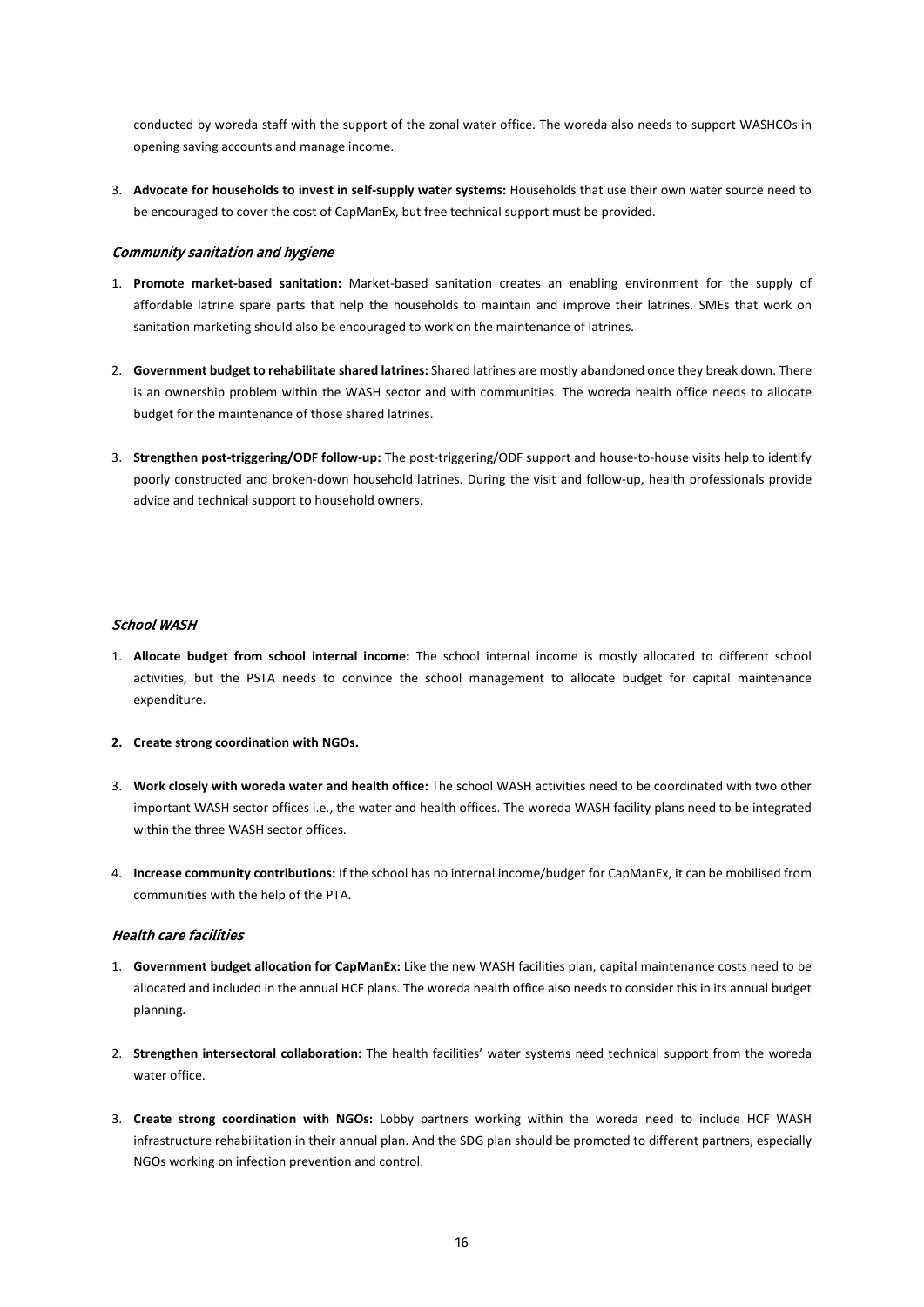conducted by woreda staff with the support of the zonal water office. The woreda also needs to support WASHCOs in opening saving accounts and manage income.

3. **Advocate for households to invest in self-supply water systems:** Households that use their own water source need to be encouraged to cover the cost of CapManEx, but free technical support must be provided.

#### *Community sanitation and hygiene*

1. **Promote market-based sanitation:** Market-based sanitation creates an enabling environment for the supply of affordable latrine spare parts that help the households to maintain and improve their latrines. SMEs that work on sanitation marketing should also be encouraged to work on the maintenance of latrines.

2. **Government budget to rehabilitate shared latrines:** Shared latrines are mostly abandoned once they break down. There is an ownership problem within the WASH sector and with communities. The woreda health office needs to allocate budget for the maintenance of those shared latrines.

3. **Strengthen post-triggering/ODF follow-up:** The post-triggering/ODF support and house-to-house visits help to identify poorly constructed and broken-down household latrines. During the visit and follow-up, health professionals provide advice and technical support to household owners.

#### *School WASH*

1. **Allocate budget from school internal income:** The school internal income is mostly allocated to different school activities, but the PSTA needs to convince the school management to allocate budget for capital maintenance expenditure.

2. **Create strong coordination with NGOs.**

3. **Work closely with woreda water and health office:** The school WASH activities need to be coordinated with two other important WASH sector offices i.e., the water and health offices. The woreda WASH facility plans need to be integrated within the three WASH sector offices.

4. **Increase community contributions:** If the school has no internal income/budget for CapManEx, it can be mobilised from communities with the help of the PTA.

#### *Health care facilities*

1. **Government budget allocation for CapManEx:** Like the new WASH facilities plan, capital maintenance costs need to be allocated and included in the annual HCF plans. The woreda health office also needs to consider this in its annual budget planning.

2. **Strengthen intersectoral collaboration:** The health facilities' water systems need technical support from the woreda water office.

3. **Create strong coordination with NGOs:** Lobby partners working within the woreda need to include HCF WASH infrastructure rehabilitation in their annual plan. And the SDG plan should be promoted to different partners, especially NGOs working on infection prevention and control.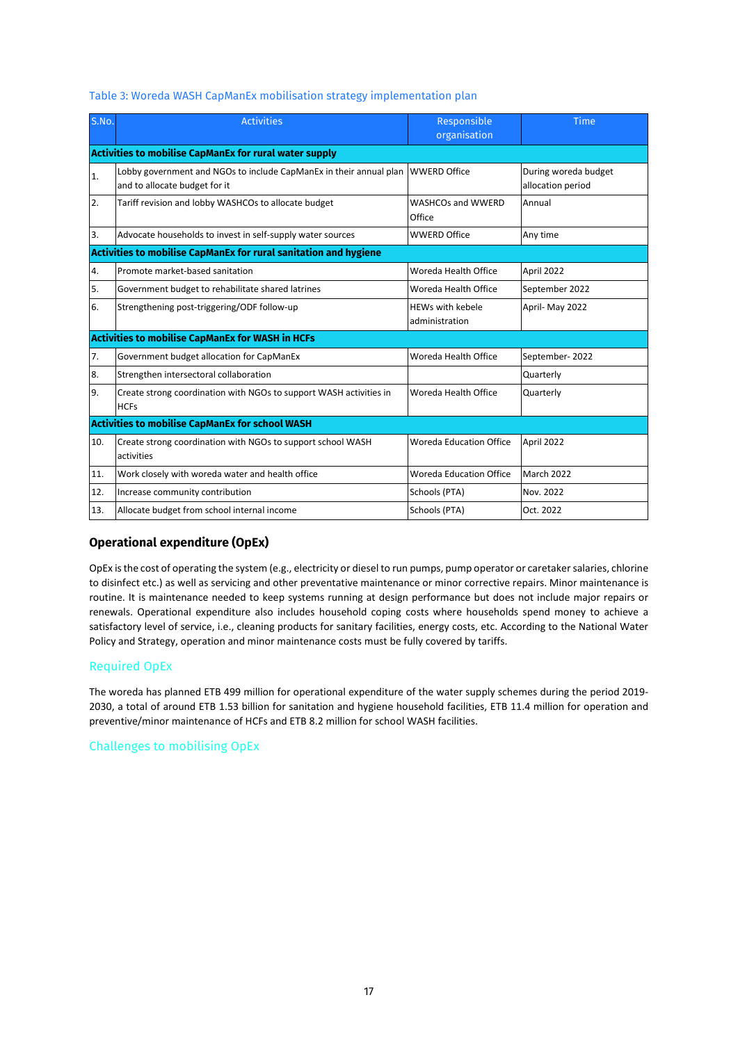Table 3: Woreda WASH CapManEx mobilisation strategy implementation plan

| S.No. | Activities | Responsible organisation | Time |
|---|---|---|---|
| **Activities to mobilise CapManEx for rural water supply** | | | |
| 1. | Lobby government and NGOs to include CapManEx in their annual plan and to allocate budget for it | WWERD Office | During woreda budget allocation period |
| 2. | Tariff revision and lobby WASHCOs to allocate budget | WASHCOs and WWERD Office | Annual |
| 3. | Advocate households to invest in self-supply water sources | WWERD Office | Any time |
| **Activities to mobilise CapManEx for rural sanitation and hygiene** | | | |
| 4. | Promote market-based sanitation | Woreda Health Office | April 2022 |
| 5. | Government budget to rehabilitate shared latrines | Woreda Health Office | September 2022 |
| 6. | Strengthening post-triggering/ODF follow-up | HEWs with kebele administration | April- May 2022 |
| **Activities to mobilise CapManEx for WASH in HCFs** | | | |
| 7. | Government budget allocation for CapManEx | Woreda Health Office | September- 2022 |
| 8. | Strengthen intersectoral collaboration | | Quarterly |
| 9. | Create strong coordination with NGOs to support WASH activities in HCFs | Woreda Health Office | Quarterly |
| **Activities to mobilise CapManEx for school WASH** | | | |
| 10. | Create strong coordination with NGOs to support school WASH activities | Woreda Education Office | April 2022 |
| 11. | Work closely with woreda water and health office | Woreda Education Office | March 2022 |
| 12. | Increase community contribution | Schools (PTA) | Nov. 2022 |
| 13. | Allocate budget from school internal income | Schools (PTA) | Oct. 2022 |

## Operational expenditure (OpEx)

OpEx is the cost of operating the system (e.g., electricity or diesel to run pumps, pump operator or caretaker salaries, chlorine to disinfect etc.) as well as servicing and other preventative maintenance or minor corrective repairs. Minor maintenance is routine. It is maintenance needed to keep systems running at design performance but does not include major repairs or renewals. Operational expenditure also includes household coping costs where households spend money to achieve a satisfactory level of service, i.e., cleaning products for sanitary facilities, energy costs, etc. According to the National Water Policy and Strategy, operation and minor maintenance costs must be fully covered by tariffs.

### Required OpEx

The woreda has planned ETB 499 million for operational expenditure of the water supply schemes during the period 2019-2030, a total of around ETB 1.53 billion for sanitation and hygiene household facilities, ETB 11.4 million for operation and preventive/minor maintenance of HCFs and ETB 8.2 million for school WASH facilities.

### Challenges to mobilising OpEx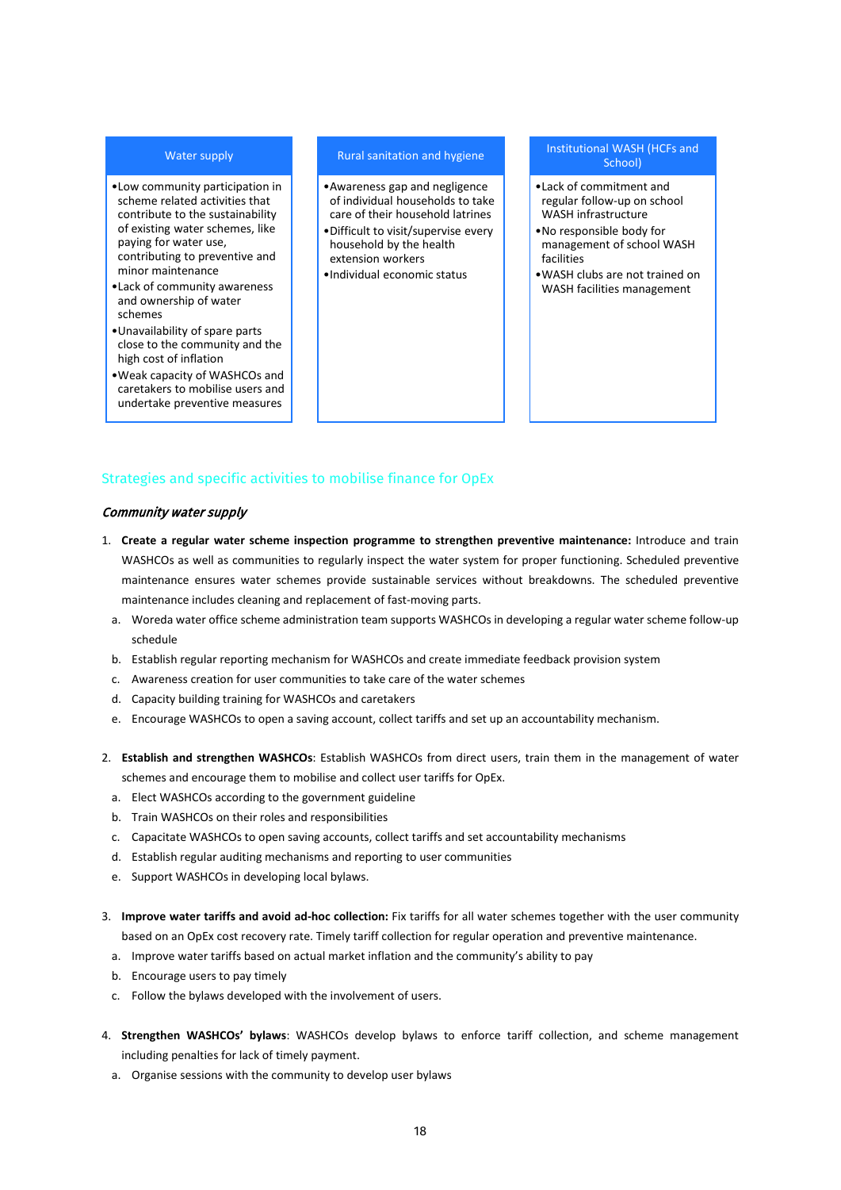| Water supply | Rural sanitation and hygiene | Institutional WASH (HCFs and School) |
|---|---|---|
| • Low community participation in scheme related activities that contribute to the sustainability of existing water schemes, like paying for water use, contributing to preventive and minor maintenance<br>• Lack of community awareness and ownership of water schemes<br>• Unavailability of spare parts close to the community and the high cost of inflation<br>• Weak capacity of WASHCOs and caretakers to mobilise users and undertake preventive measures | • Awareness gap and negligence of individual households to take care of their household latrines<br>• Difficult to visit/supervise every household by the health extension workers<br>• Individual economic status | • Lack of commitment and regular follow-up on school WASH infrastructure<br>• No responsible body for management of school WASH facilities<br>• WASH clubs are not trained on WASH facilities management |

## Strategies and specific activities to mobilise finance for OpEx

### *Community water supply*

1. **Create a regular water scheme inspection programme to strengthen preventive maintenance:** Introduce and train WASHCOs as well as communities to regularly inspect the water system for proper functioning. Scheduled preventive maintenance ensures water schemes provide sustainable services without breakdowns. The scheduled preventive maintenance includes cleaning and replacement of fast-moving parts.
   a. Woreda water office scheme administration team supports WASHCOs in developing a regular water scheme follow-up schedule
   b. Establish regular reporting mechanism for WASHCOs and create immediate feedback provision system
   c. Awareness creation for user communities to take care of the water schemes
   d. Capacity building training for WASHCOs and caretakers
   e. Encourage WASHCOs to open a saving account, collect tariffs and set up an accountability mechanism.

2. **Establish and strengthen WASHCOs**: Establish WASHCOs from direct users, train them in the management of water schemes and encourage them to mobilise and collect user tariffs for OpEx.
   a. Elect WASHCOs according to the government guideline
   b. Train WASHCOs on their roles and responsibilities
   c. Capacitate WASHCOs to open saving accounts, collect tariffs and set accountability mechanisms
   d. Establish regular auditing mechanisms and reporting to user communities
   e. Support WASHCOs in developing local bylaws.

3. **Improve water tariffs and avoid ad-hoc collection:** Fix tariffs for all water schemes together with the user community based on an OpEx cost recovery rate. Timely tariff collection for regular operation and preventive maintenance.
   a. Improve water tariffs based on actual market inflation and the community's ability to pay
   b. Encourage users to pay timely
   c. Follow the bylaws developed with the involvement of users.

4. **Strengthen WASHCOs' bylaws**: WASHCOs develop bylaws to enforce tariff collection, and scheme management including penalties for lack of timely payment.
   a. Organise sessions with the community to develop user bylaws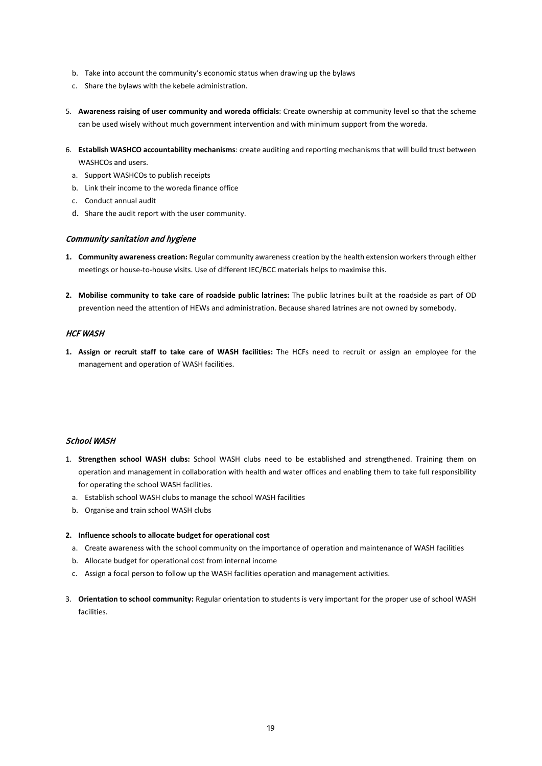b. Take into account the community's economic status when drawing up the bylaws
c. Share the bylaws with the kebele administration.

5. **Awareness raising of user community and woreda officials**: Create ownership at community level so that the scheme can be used wisely without much government intervention and with minimum support from the woreda.

6. **Establish WASHCO accountability mechanisms**: create auditing and reporting mechanisms that will build trust between WASHCOs and users.
   a. Support WASHCOs to publish receipts
   b. Link their income to the woreda finance office
   c. Conduct annual audit
   d. Share the audit report with the user community.

### *Community sanitation and hygiene*

1. **Community awareness creation:** Regular community awareness creation by the health extension workers through either meetings or house-to-house visits. Use of different IEC/BCC materials helps to maximise this.

2. **Mobilise community to take care of roadside public latrines:** The public latrines built at the roadside as part of OD prevention need the attention of HEWs and administration. Because shared latrines are not owned by somebody.

### *HCF WASH*

1. **Assign or recruit staff to take care of WASH facilities:** The HCFs need to recruit or assign an employee for the management and operation of WASH facilities.

### *School WASH*

1. **Strengthen school WASH clubs:** School WASH clubs need to be established and strengthened. Training them on operation and management in collaboration with health and water offices and enabling them to take full responsibility for operating the school WASH facilities.
   a. Establish school WASH clubs to manage the school WASH facilities
   b. Organise and train school WASH clubs

2. **Influence schools to allocate budget for operational cost**
   a. Create awareness with the school community on the importance of operation and maintenance of WASH facilities
   b. Allocate budget for operational cost from internal income
   c. Assign a focal person to follow up the WASH facilities operation and management activities.

3. **Orientation to school community:** Regular orientation to students is very important for the proper use of school WASH facilities.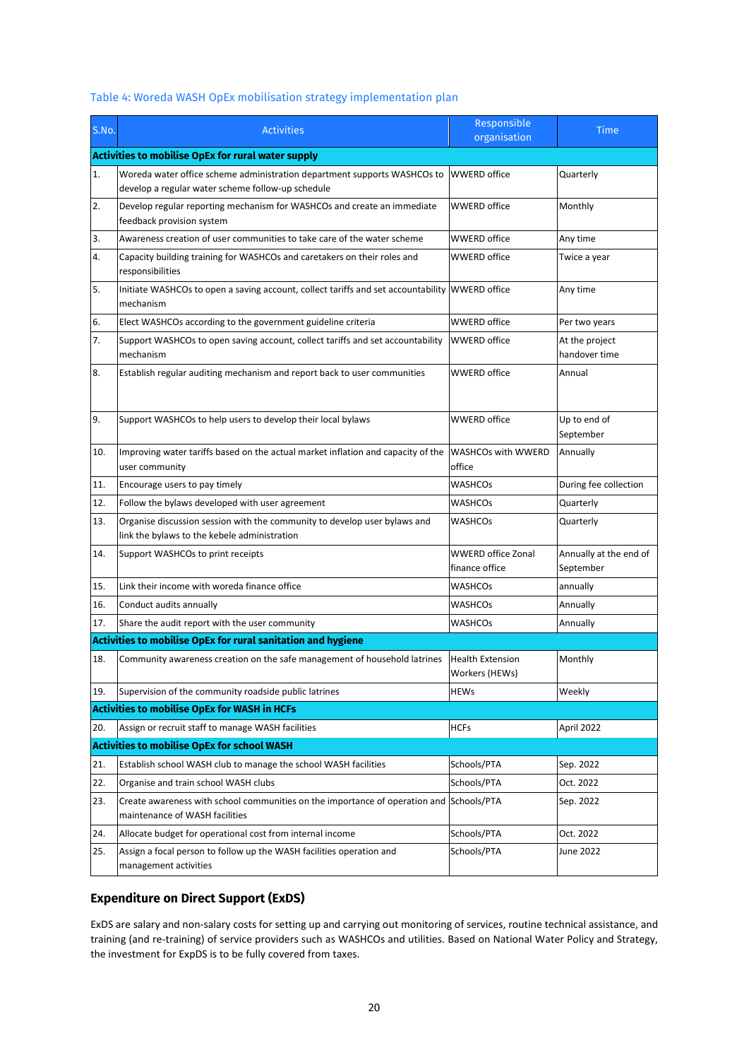Table 4: Woreda WASH OpEx mobilisation strategy implementation plan

| S.No. | Activities | Responsible organisation | Time |
|---|---|---|---|
| **Activities to mobilise OpEx for rural water supply** | | | |
| 1. | Woreda water office scheme administration department supports WASHCOs to develop a regular water scheme follow-up schedule | WWERD office | Quarterly |
| 2. | Develop regular reporting mechanism for WASHCOs and create an immediate feedback provision system | WWERD office | Monthly |
| 3. | Awareness creation of user communities to take care of the water scheme | WWERD office | Any time |
| 4. | Capacity building training for WASHCOs and caretakers on their roles and responsibilities | WWERD office | Twice a year |
| 5. | Initiate WASHCOs to open a saving account, collect tariffs and set accountability mechanism | WWERD office | Any time |
| 6. | Elect WASHCOs according to the government guideline criteria | WWERD office | Per two years |
| 7. | Support WASHCOs to open saving account, collect tariffs and set accountability mechanism | WWERD office | At the project handover time |
| 8. | Establish regular auditing mechanism and report back to user communities | WWERD office | Annual |
| 9. | Support WASHCOs to help users to develop their local bylaws | WWERD office | Up to end of September |
| 10. | Improving water tariffs based on the actual market inflation and capacity of the user community | WASHCOs with WWERD office | Annually |
| 11. | Encourage users to pay timely | WASHCOs | During fee collection |
| 12. | Follow the bylaws developed with user agreement | WASHCOs | Quarterly |
| 13. | Organise discussion session with the community to develop user bylaws and link the bylaws to the kebele administration | WASHCOs | Quarterly |
| 14. | Support WASHCOs to print receipts | WWERD office Zonal finance office | Annually at the end of September |
| 15. | Link their income with woreda finance office | WASHCOs | annually |
| 16. | Conduct audits annually | WASHCOs | Annually |
| 17. | Share the audit report with the user community | WASHCOs | Annually |
| **Activities to mobilise OpEx for rural sanitation and hygiene** | | | |
| 18. | Community awareness creation on the safe management of household latrines | Health Extension Workers (HEWs) | Monthly |
| 19. | Supervision of the community roadside public latrines | HEWs | Weekly |
| **Activities to mobilise OpEx for WASH in HCFs** | | | |
| 20. | Assign or recruit staff to manage WASH facilities | HCFs | April 2022 |
| **Activities to mobilise OpEx for school WASH** | | | |
| 21. | Establish school WASH club to manage the school WASH facilities | Schools/PTA | Sep. 2022 |
| 22. | Organise and train school WASH clubs | Schools/PTA | Oct. 2022 |
| 23. | Create awareness with school communities on the importance of operation and maintenance of WASH facilities | Schools/PTA | Sep. 2022 |
| 24. | Allocate budget for operational cost from internal income | Schools/PTA | Oct. 2022 |
| 25. | Assign a focal person to follow up the WASH facilities operation and management activities | Schools/PTA | June 2022 |

## Expenditure on Direct Support (ExDS)

ExDS are salary and non-salary costs for setting up and carrying out monitoring of services, routine technical assistance, and training (and re-training) of service providers such as WASHCOs and utilities. Based on National Water Policy and Strategy, the investment for ExpDS is to be fully covered from taxes.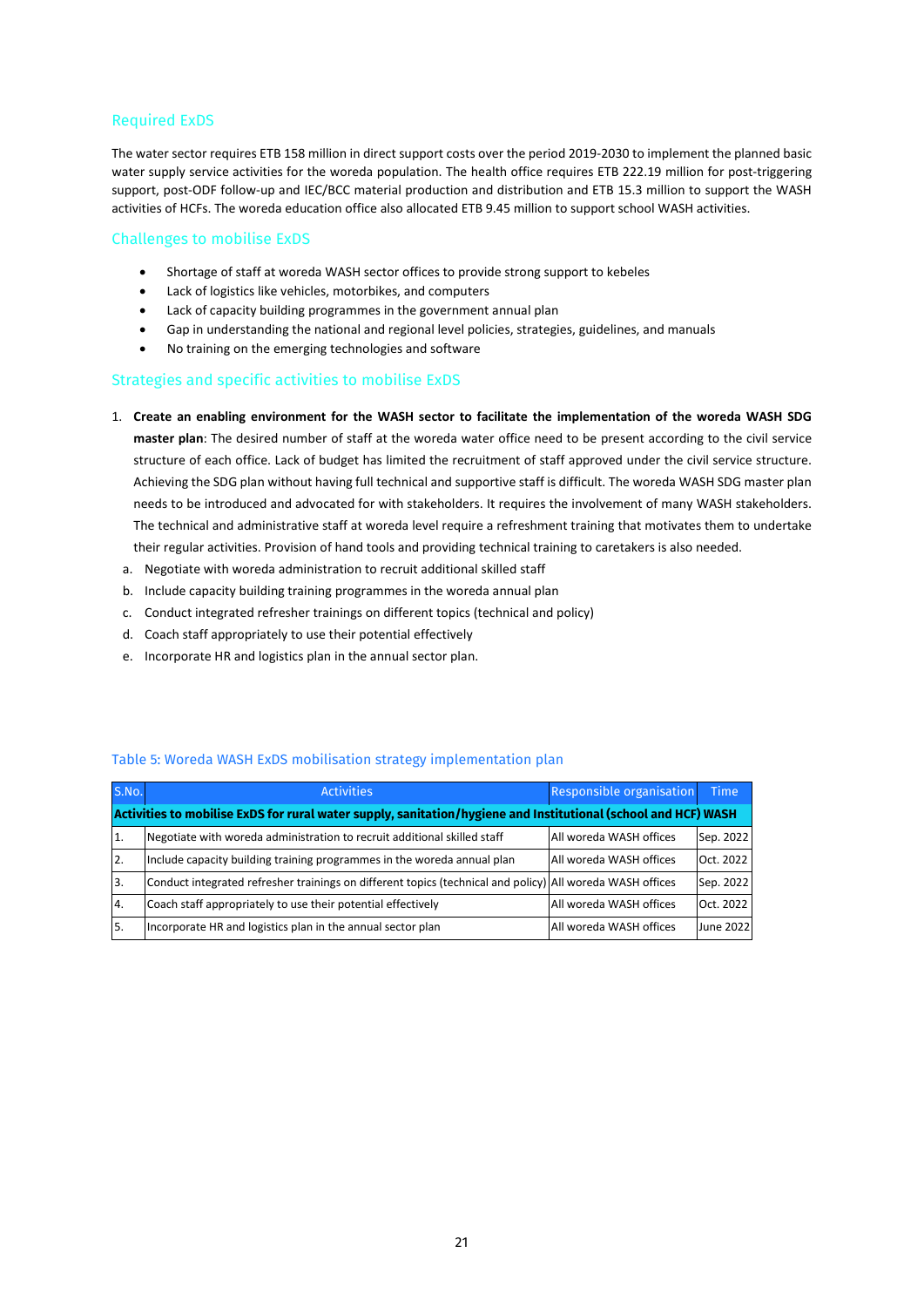## Required ExDS

The water sector requires ETB 158 million in direct support costs over the period 2019-2030 to implement the planned basic water supply service activities for the woreda population. The health office requires ETB 222.19 million for post-triggering support, post-ODF follow-up and IEC/BCC material production and distribution and ETB 15.3 million to support the WASH activities of HCFs. The woreda education office also allocated ETB 9.45 million to support school WASH activities.

## Challenges to mobilise ExDS

- Shortage of staff at woreda WASH sector offices to provide strong support to kebeles
- Lack of logistics like vehicles, motorbikes, and computers
- Lack of capacity building programmes in the government annual plan
- Gap in understanding the national and regional level policies, strategies, guidelines, and manuals
- No training on the emerging technologies and software

## Strategies and specific activities to mobilise ExDS

1. **Create an enabling environment for the WASH sector to facilitate the implementation of the woreda WASH SDG master plan**: The desired number of staff at the woreda water office need to be present according to the civil service structure of each office. Lack of budget has limited the recruitment of staff approved under the civil service structure. Achieving the SDG plan without having full technical and supportive staff is difficult. The woreda WASH SDG master plan needs to be introduced and advocated for with stakeholders. It requires the involvement of many WASH stakeholders. The technical and administrative staff at woreda level require a refreshment training that motivates them to undertake their regular activities. Provision of hand tools and providing technical training to caretakers is also needed.
   a. Negotiate with woreda administration to recruit additional skilled staff
   b. Include capacity building training programmes in the woreda annual plan
   c. Conduct integrated refresher trainings on different topics (technical and policy)
   d. Coach staff appropriately to use their potential effectively
   e. Incorporate HR and logistics plan in the annual sector plan.

Table 5: Woreda WASH ExDS mobilisation strategy implementation plan

| S.No. | Activities | Responsible organisation | Time |
|---|---|---|---|
| **Activities to mobilise ExDS for rural water supply, sanitation/hygiene and Institutional (school and HCF) WASH** | | | |
| 1. | Negotiate with woreda administration to recruit additional skilled staff | All woreda WASH offices | Sep. 2022 |
| 2. | Include capacity building training programmes in the woreda annual plan | All woreda WASH offices | Oct. 2022 |
| 3. | Conduct integrated refresher trainings on different topics (technical and policy) | All woreda WASH offices | Sep. 2022 |
| 4. | Coach staff appropriately to use their potential effectively | All woreda WASH offices | Oct. 2022 |
| 5. | Incorporate HR and logistics plan in the annual sector plan | All woreda WASH offices | June 2022 |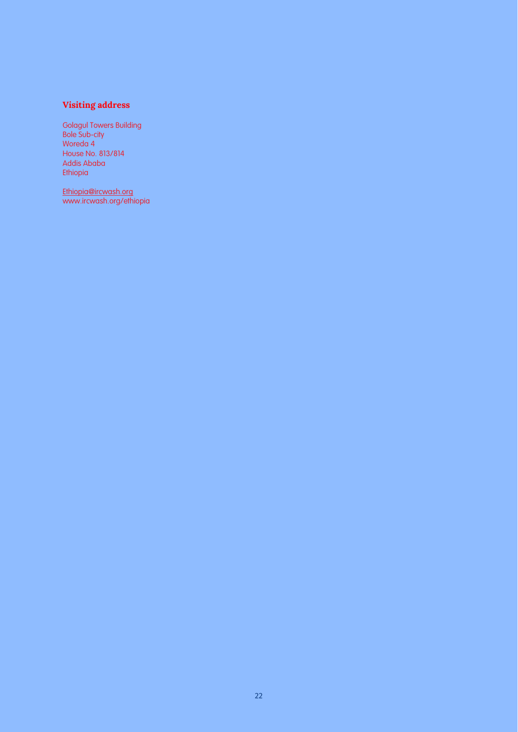### Visiting address

Golagul Towers Building
Bole Sub-city
Woreda 4
House No. 813/814
Addis Ababa
Ethiopia

Ethiopia@ircwash.org
www.ircwash.org/ethiopia